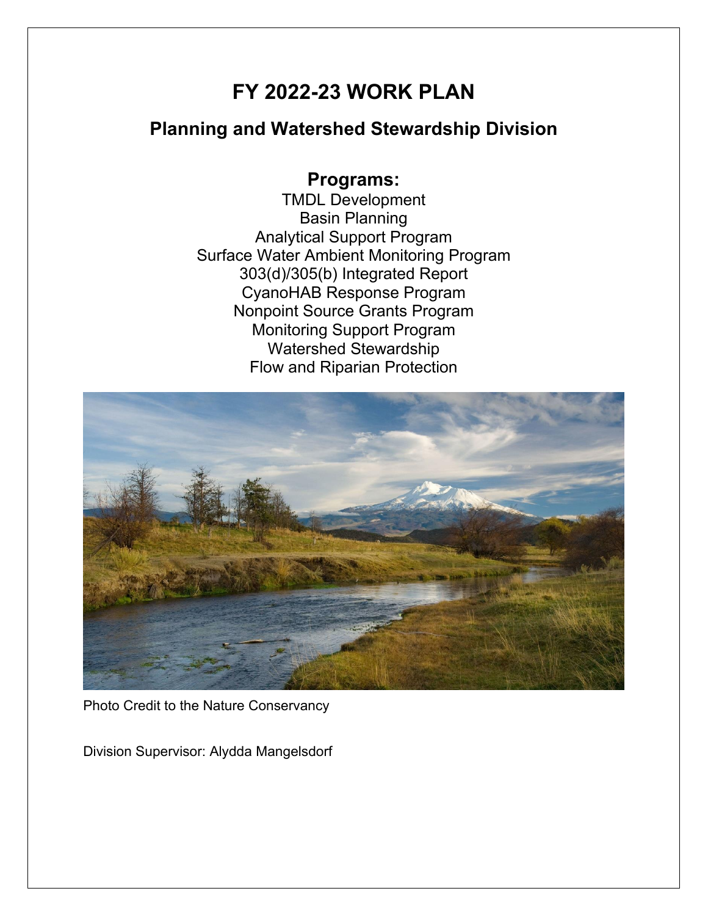# FY 2022-23 WORK PLAN

## Planning and Watershed Stewardship Division

### Programs:

TMDL Development
Basin Planning
Analytical Support Program
Surface Water Ambient Monitoring Program
303(d)/305(b) Integrated Report
CyanoHAB Response Program
Nonpoint Source Grants Program
Monitoring Support Program
Watershed Stewardship
Flow and Riparian Protection

Photo Credit to the Nature Conservancy

Division Supervisor: Alydda Mangelsdorf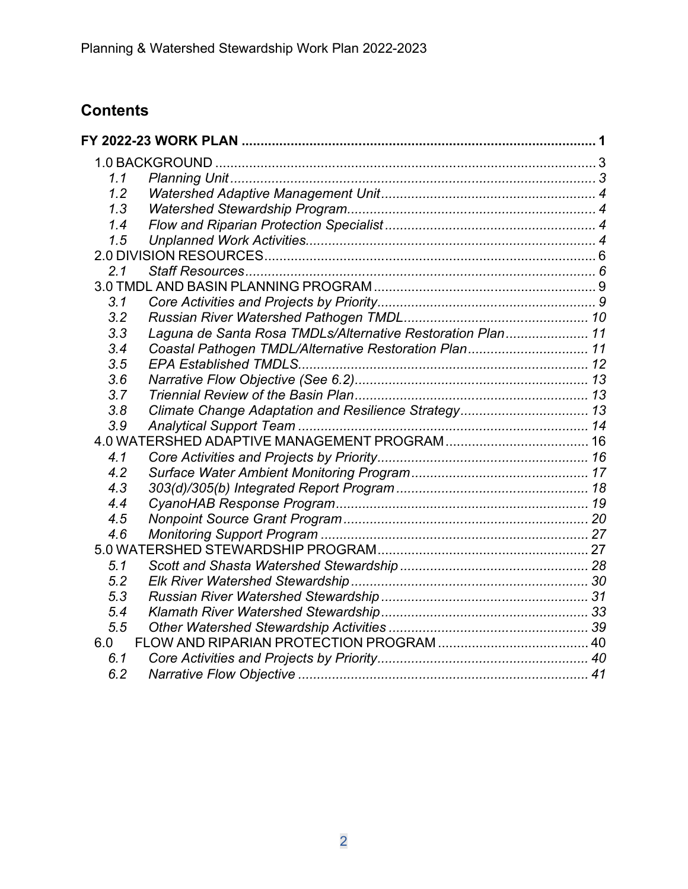## Contents

**FY 2022-23 WORK PLAN ............................................................................................ 1**

1.0 BACKGROUND ...................................................................................................... 3

- 1.1 *Planning Unit* ................................................................................................ 3
- 1.2 *Watershed Adaptive Management Unit* ......................................................... 4
- 1.3 *Watershed Stewardship Program*................................................................. 4
- 1.4 *Flow and Riparian Protection Specialist* ....................................................... 4
- 1.5 *Unplanned Work Activities*........................................................................... 4

2.0 DIVISION RESOURCES........................................................................................ 6

- 2.1 *Staff Resources* ............................................................................................ 6

3.0 TMDL AND BASIN PLANNING PROGRAM ........................................................... 9

- 3.1 *Core Activities and Projects by Priority*......................................................... 9
- 3.2 *Russian River Watershed Pathogen TMDL*................................................. 10
- 3.3 *Laguna de Santa Rosa TMDLs/Alternative Restoration Plan*...................... 11
- 3.4 *Coastal Pathogen TMDL/Alternative Restoration Plan*................................ 11
- 3.5 *EPA Established TMDLS*............................................................................ 12
- 3.6 *Narrative Flow Objective (See 6.2)*............................................................. 13
- 3.7 *Triennial Review of the Basin Plan*............................................................. 13
- 3.8 *Climate Change Adaptation and Resilience Strategy*.................................. 13
- 3.9 *Analytical Support Team* ............................................................................ 14

4.0 WATERSHED ADAPTIVE MANAGEMENT PROGRAM ...................................... 16

- 4.1 *Core Activities and Projects by Priority*....................................................... 16
- 4.2 *Surface Water Ambient Monitoring Program*.............................................. 17
- 4.3 *303(d)/305(b) Integrated Report Program* .................................................. 18
- 4.4 *CyanoHAB Response Program*.................................................................. 19
- 4.5 *Nonpoint Source Grant Program* ................................................................ 20
- 4.6 *Monitoring Support Program* ...................................................................... 27

5.0 WATERSHED STEWARDSHIP PROGRAM........................................................ 27

- 5.1 *Scott and Shasta Watershed Stewardship* ................................................. 28
- 5.2 *Elk River Watershed Stewardship* .............................................................. 30
- 5.3 *Russian River Watershed Stewardship* ....................................................... 31
- 5.4 *Klamath River Watershed Stewardship*....................................................... 33
- 5.5 *Other Watershed Stewardship Activities* .................................................... 39

6.0 FLOW AND RIPARIAN PROTECTION PROGRAM ........................................ 40

- 6.1 *Core Activities and Projects by Priority*....................................................... 40
- 6.2 *Narrative Flow Objective* ............................................................................ 41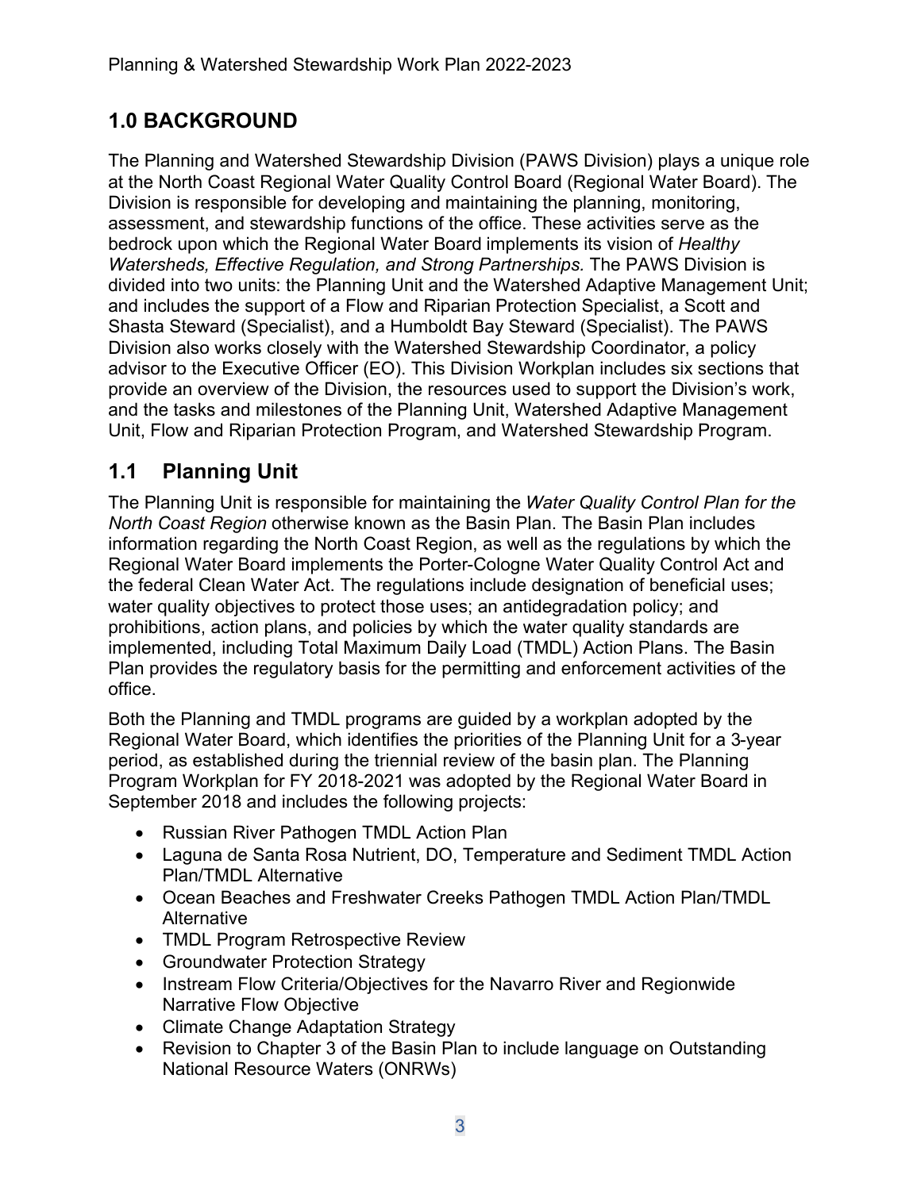## 1.0 BACKGROUND

The Planning and Watershed Stewardship Division (PAWS Division) plays a unique role at the North Coast Regional Water Quality Control Board (Regional Water Board). The Division is responsible for developing and maintaining the planning, monitoring, assessment, and stewardship functions of the office. These activities serve as the bedrock upon which the Regional Water Board implements its vision of *Healthy Watersheds, Effective Regulation, and Strong Partnerships.* The PAWS Division is divided into two units: the Planning Unit and the Watershed Adaptive Management Unit; and includes the support of a Flow and Riparian Protection Specialist, a Scott and Shasta Steward (Specialist), and a Humboldt Bay Steward (Specialist). The PAWS Division also works closely with the Watershed Stewardship Coordinator, a policy advisor to the Executive Officer (EO). This Division Workplan includes six sections that provide an overview of the Division, the resources used to support the Division's work, and the tasks and milestones of the Planning Unit, Watershed Adaptive Management Unit, Flow and Riparian Protection Program, and Watershed Stewardship Program.

## 1.1 Planning Unit

The Planning Unit is responsible for maintaining the *Water Quality Control Plan for the North Coast Region* otherwise known as the Basin Plan. The Basin Plan includes information regarding the North Coast Region, as well as the regulations by which the Regional Water Board implements the Porter-Cologne Water Quality Control Act and the federal Clean Water Act. The regulations include designation of beneficial uses; water quality objectives to protect those uses; an antidegradation policy; and prohibitions, action plans, and policies by which the water quality standards are implemented, including Total Maximum Daily Load (TMDL) Action Plans. The Basin Plan provides the regulatory basis for the permitting and enforcement activities of the office.

Both the Planning and TMDL programs are guided by a workplan adopted by the Regional Water Board, which identifies the priorities of the Planning Unit for a 3-year period, as established during the triennial review of the basin plan. The Planning Program Workplan for FY 2018-2021 was adopted by the Regional Water Board in September 2018 and includes the following projects:

- Russian River Pathogen TMDL Action Plan
- Laguna de Santa Rosa Nutrient, DO, Temperature and Sediment TMDL Action Plan/TMDL Alternative
- Ocean Beaches and Freshwater Creeks Pathogen TMDL Action Plan/TMDL Alternative
- TMDL Program Retrospective Review
- Groundwater Protection Strategy
- Instream Flow Criteria/Objectives for the Navarro River and Regionwide Narrative Flow Objective
- Climate Change Adaptation Strategy
- Revision to Chapter 3 of the Basin Plan to include language on Outstanding National Resource Waters (ONRWs)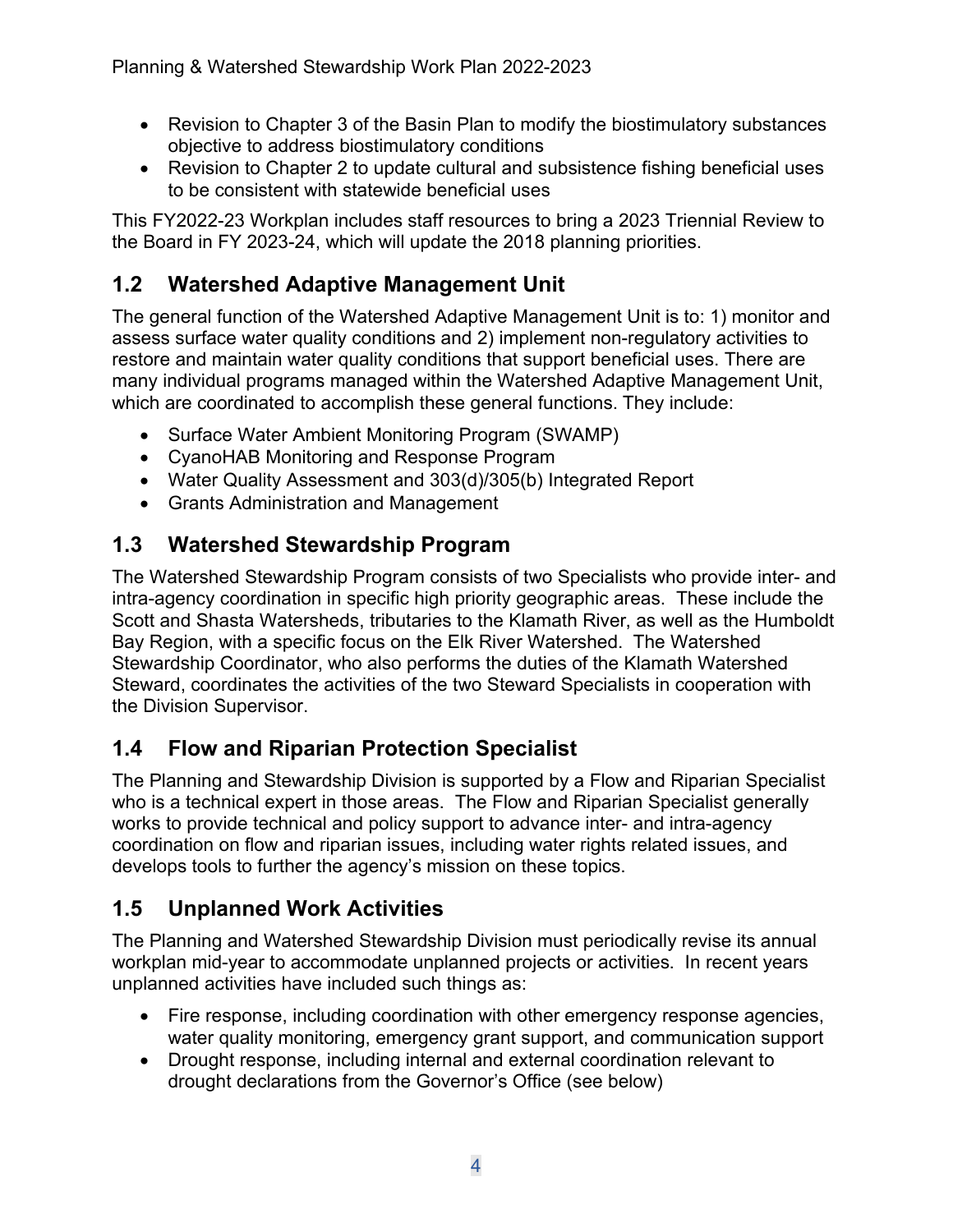- Revision to Chapter 3 of the Basin Plan to modify the biostimulatory substances objective to address biostimulatory conditions
- Revision to Chapter 2 to update cultural and subsistence fishing beneficial uses to be consistent with statewide beneficial uses

This FY2022-23 Workplan includes staff resources to bring a 2023 Triennial Review to the Board in FY 2023-24, which will update the 2018 planning priorities.

## 1.2 Watershed Adaptive Management Unit

The general function of the Watershed Adaptive Management Unit is to: 1) monitor and assess surface water quality conditions and 2) implement non-regulatory activities to restore and maintain water quality conditions that support beneficial uses. There are many individual programs managed within the Watershed Adaptive Management Unit, which are coordinated to accomplish these general functions. They include:

- Surface Water Ambient Monitoring Program (SWAMP)
- CyanoHAB Monitoring and Response Program
- Water Quality Assessment and 303(d)/305(b) Integrated Report
- Grants Administration and Management

## 1.3 Watershed Stewardship Program

The Watershed Stewardship Program consists of two Specialists who provide inter- and intra-agency coordination in specific high priority geographic areas. These include the Scott and Shasta Watersheds, tributaries to the Klamath River, as well as the Humboldt Bay Region, with a specific focus on the Elk River Watershed. The Watershed Stewardship Coordinator, who also performs the duties of the Klamath Watershed Steward, coordinates the activities of the two Steward Specialists in cooperation with the Division Supervisor.

## 1.4 Flow and Riparian Protection Specialist

The Planning and Stewardship Division is supported by a Flow and Riparian Specialist who is a technical expert in those areas. The Flow and Riparian Specialist generally works to provide technical and policy support to advance inter- and intra-agency coordination on flow and riparian issues, including water rights related issues, and develops tools to further the agency's mission on these topics.

## 1.5 Unplanned Work Activities

The Planning and Watershed Stewardship Division must periodically revise its annual workplan mid-year to accommodate unplanned projects or activities. In recent years unplanned activities have included such things as:

- Fire response, including coordination with other emergency response agencies, water quality monitoring, emergency grant support, and communication support
- Drought response, including internal and external coordination relevant to drought declarations from the Governor's Office (see below)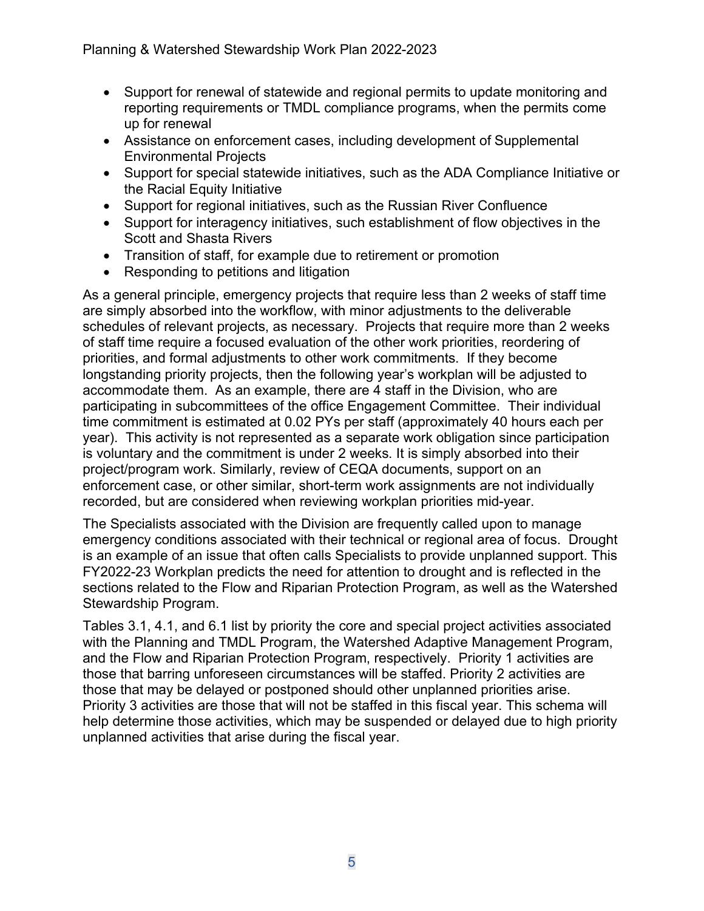- Support for renewal of statewide and regional permits to update monitoring and reporting requirements or TMDL compliance programs, when the permits come up for renewal
- Assistance on enforcement cases, including development of Supplemental Environmental Projects
- Support for special statewide initiatives, such as the ADA Compliance Initiative or the Racial Equity Initiative
- Support for regional initiatives, such as the Russian River Confluence
- Support for interagency initiatives, such establishment of flow objectives in the Scott and Shasta Rivers
- Transition of staff, for example due to retirement or promotion
- Responding to petitions and litigation

As a general principle, emergency projects that require less than 2 weeks of staff time are simply absorbed into the workflow, with minor adjustments to the deliverable schedules of relevant projects, as necessary. Projects that require more than 2 weeks of staff time require a focused evaluation of the other work priorities, reordering of priorities, and formal adjustments to other work commitments. If they become longstanding priority projects, then the following year's workplan will be adjusted to accommodate them. As an example, there are 4 staff in the Division, who are participating in subcommittees of the office Engagement Committee. Their individual time commitment is estimated at 0.02 PYs per staff (approximately 40 hours each per year). This activity is not represented as a separate work obligation since participation is voluntary and the commitment is under 2 weeks. It is simply absorbed into their project/program work. Similarly, review of CEQA documents, support on an enforcement case, or other similar, short-term work assignments are not individually recorded, but are considered when reviewing workplan priorities mid-year.

The Specialists associated with the Division are frequently called upon to manage emergency conditions associated with their technical or regional area of focus. Drought is an example of an issue that often calls Specialists to provide unplanned support. This FY2022-23 Workplan predicts the need for attention to drought and is reflected in the sections related to the Flow and Riparian Protection Program, as well as the Watershed Stewardship Program.

Tables 3.1, 4.1, and 6.1 list by priority the core and special project activities associated with the Planning and TMDL Program, the Watershed Adaptive Management Program, and the Flow and Riparian Protection Program, respectively. Priority 1 activities are those that barring unforeseen circumstances will be staffed. Priority 2 activities are those that may be delayed or postponed should other unplanned priorities arise. Priority 3 activities are those that will not be staffed in this fiscal year. This schema will help determine those activities, which may be suspended or delayed due to high priority unplanned activities that arise during the fiscal year.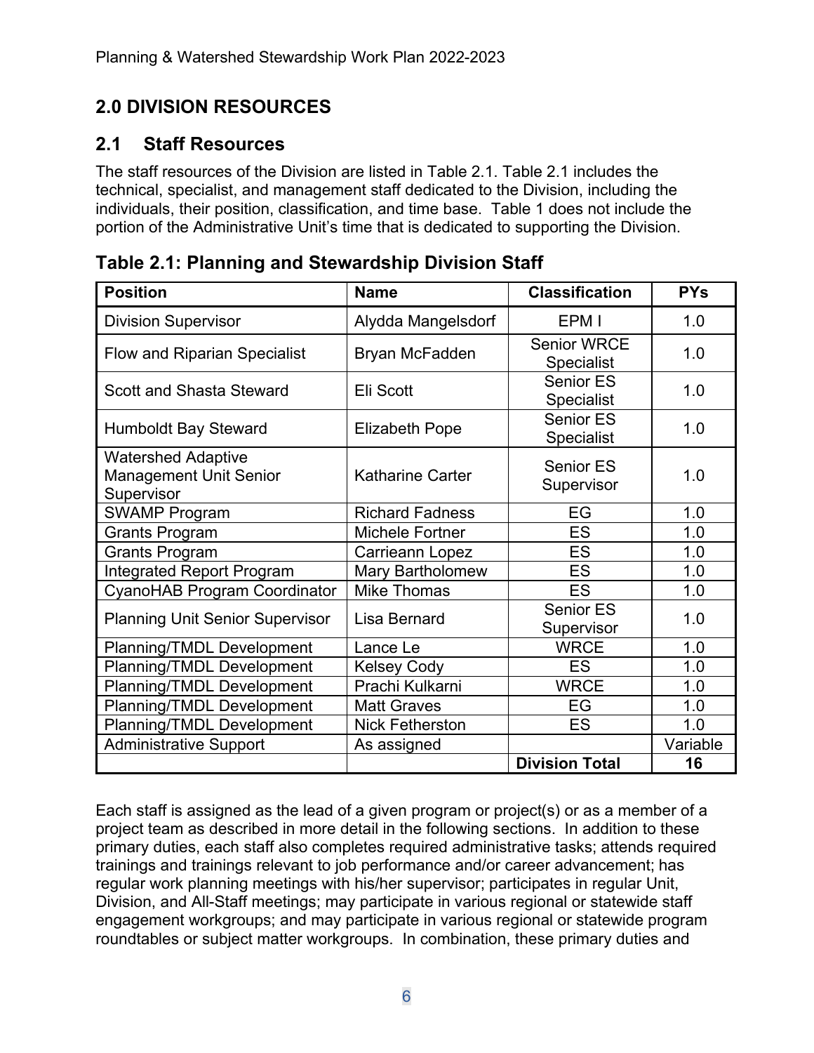## 2.0 DIVISION RESOURCES

### 2.1 Staff Resources

The staff resources of the Division are listed in Table 2.1. Table 2.1 includes the technical, specialist, and management staff dedicated to the Division, including the individuals, their position, classification, and time base. Table 1 does not include the portion of the Administrative Unit's time that is dedicated to supporting the Division.

### Table 2.1: Planning and Stewardship Division Staff

| Position | Name | Classification | PYs |
|---|---|---|---|
| Division Supervisor | Alydda Mangelsdorf | EPM I | 1.0 |
| Flow and Riparian Specialist | Bryan McFadden | Senior WRCE Specialist | 1.0 |
| Scott and Shasta Steward | Eli Scott | Senior ES Specialist | 1.0 |
| Humboldt Bay Steward | Elizabeth Pope | Senior ES Specialist | 1.0 |
| Watershed Adaptive Management Unit Senior Supervisor | Katharine Carter | Senior ES Supervisor | 1.0 |
| SWAMP Program | Richard Fadness | EG | 1.0 |
| Grants Program | Michele Fortner | ES | 1.0 |
| Grants Program | Carrieann Lopez | ES | 1.0 |
| Integrated Report Program | Mary Bartholomew | ES | 1.0 |
| CyanoHAB Program Coordinator | Mike Thomas | ES | 1.0 |
| Planning Unit Senior Supervisor | Lisa Bernard | Senior ES Supervisor | 1.0 |
| Planning/TMDL Development | Lance Le | WRCE | 1.0 |
| Planning/TMDL Development | Kelsey Cody | ES | 1.0 |
| Planning/TMDL Development | Prachi Kulkarni | WRCE | 1.0 |
| Planning/TMDL Development | Matt Graves | EG | 1.0 |
| Planning/TMDL Development | Nick Fetherston | ES | 1.0 |
| Administrative Support | As assigned | | Variable |
| | | **Division Total** | **16** |

Each staff is assigned as the lead of a given program or project(s) or as a member of a project team as described in more detail in the following sections. In addition to these primary duties, each staff also completes required administrative tasks; attends required trainings and trainings relevant to job performance and/or career advancement; has regular work planning meetings with his/her supervisor; participates in regular Unit, Division, and All-Staff meetings; may participate in various regional or statewide staff engagement workgroups; and may participate in various regional or statewide program roundtables or subject matter workgroups. In combination, these primary duties and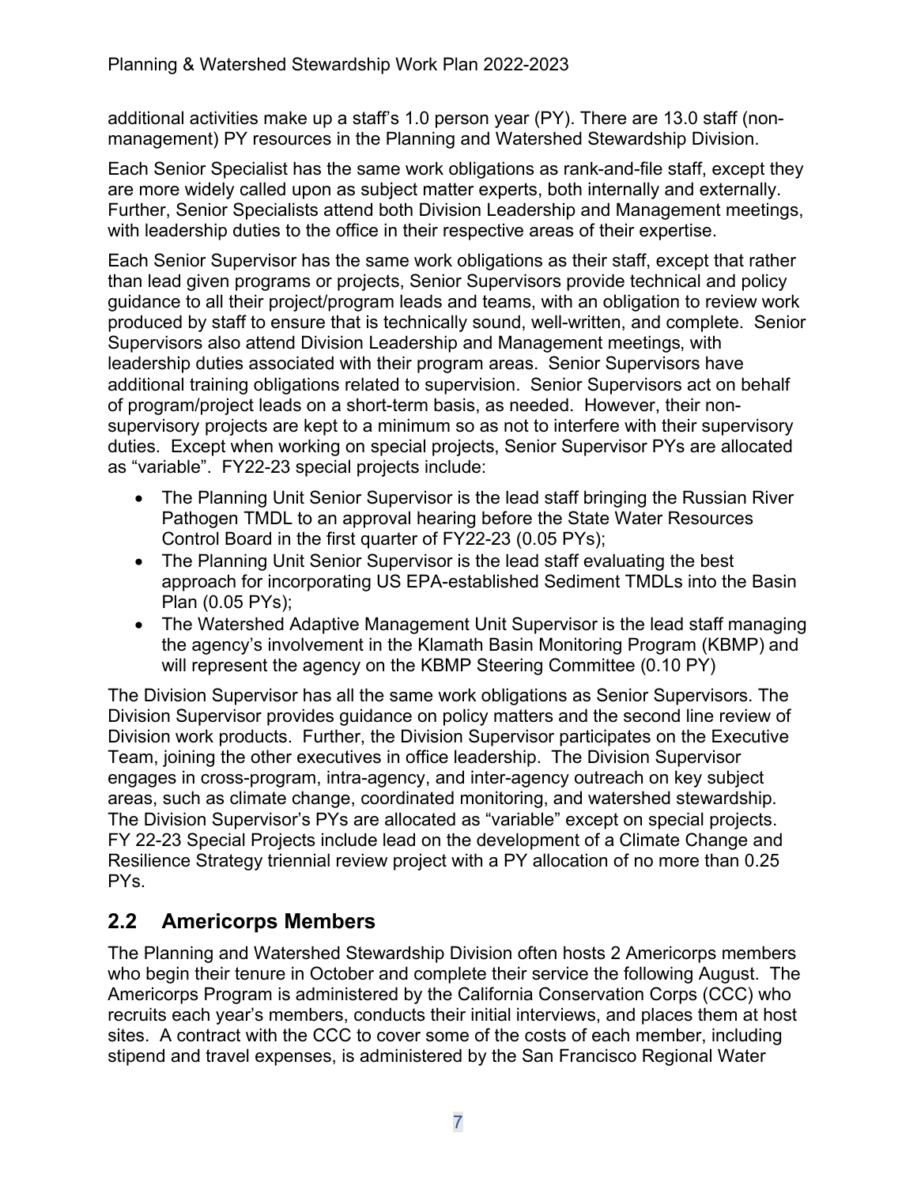additional activities make up a staff's 1.0 person year (PY). There are 13.0 staff (non-management) PY resources in the Planning and Watershed Stewardship Division.

Each Senior Specialist has the same work obligations as rank-and-file staff, except they are more widely called upon as subject matter experts, both internally and externally. Further, Senior Specialists attend both Division Leadership and Management meetings, with leadership duties to the office in their respective areas of their expertise.

Each Senior Supervisor has the same work obligations as their staff, except that rather than lead given programs or projects, Senior Supervisors provide technical and policy guidance to all their project/program leads and teams, with an obligation to review work produced by staff to ensure that is technically sound, well-written, and complete. Senior Supervisors also attend Division Leadership and Management meetings, with leadership duties associated with their program areas. Senior Supervisors have additional training obligations related to supervision. Senior Supervisors act on behalf of program/project leads on a short-term basis, as needed. However, their non-supervisory projects are kept to a minimum so as not to interfere with their supervisory duties. Except when working on special projects, Senior Supervisor PYs are allocated as "variable". FY22-23 special projects include:

- The Planning Unit Senior Supervisor is the lead staff bringing the Russian River Pathogen TMDL to an approval hearing before the State Water Resources Control Board in the first quarter of FY22-23 (0.05 PYs);
- The Planning Unit Senior Supervisor is the lead staff evaluating the best approach for incorporating US EPA-established Sediment TMDLs into the Basin Plan (0.05 PYs);
- The Watershed Adaptive Management Unit Supervisor is the lead staff managing the agency's involvement in the Klamath Basin Monitoring Program (KBMP) and will represent the agency on the KBMP Steering Committee (0.10 PY)

The Division Supervisor has all the same work obligations as Senior Supervisors. The Division Supervisor provides guidance on policy matters and the second line review of Division work products. Further, the Division Supervisor participates on the Executive Team, joining the other executives in office leadership. The Division Supervisor engages in cross-program, intra-agency, and inter-agency outreach on key subject areas, such as climate change, coordinated monitoring, and watershed stewardship. The Division Supervisor's PYs are allocated as "variable" except on special projects. FY 22-23 Special Projects include lead on the development of a Climate Change and Resilience Strategy triennial review project with a PY allocation of no more than 0.25 PYs.

## 2.2 Americorps Members

The Planning and Watershed Stewardship Division often hosts 2 Americorps members who begin their tenure in October and complete their service the following August. The Americorps Program is administered by the California Conservation Corps (CCC) who recruits each year's members, conducts their initial interviews, and places them at host sites. A contract with the CCC to cover some of the costs of each member, including stipend and travel expenses, is administered by the San Francisco Regional Water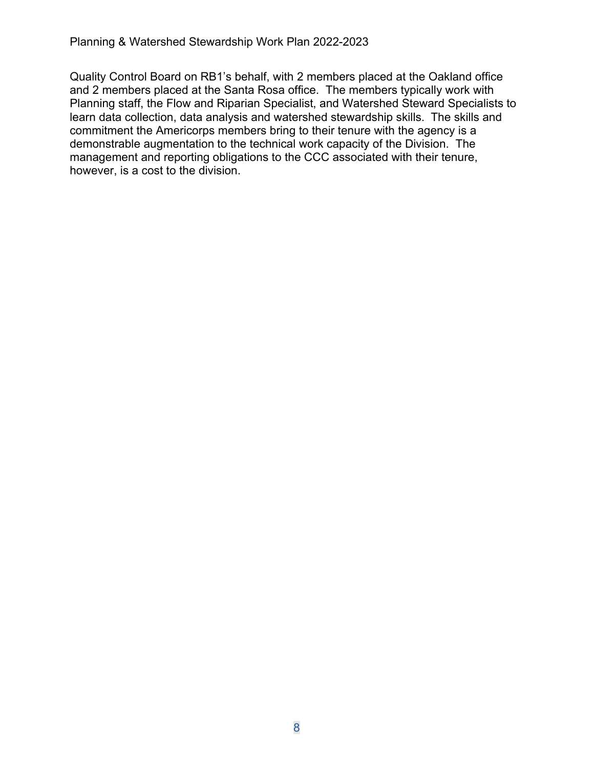Quality Control Board on RB1’s behalf, with 2 members placed at the Oakland office and 2 members placed at the Santa Rosa office. The members typically work with Planning staff, the Flow and Riparian Specialist, and Watershed Steward Specialists to learn data collection, data analysis and watershed stewardship skills. The skills and commitment the Americorps members bring to their tenure with the agency is a demonstrable augmentation to the technical work capacity of the Division. The management and reporting obligations to the CCC associated with their tenure, however, is a cost to the division.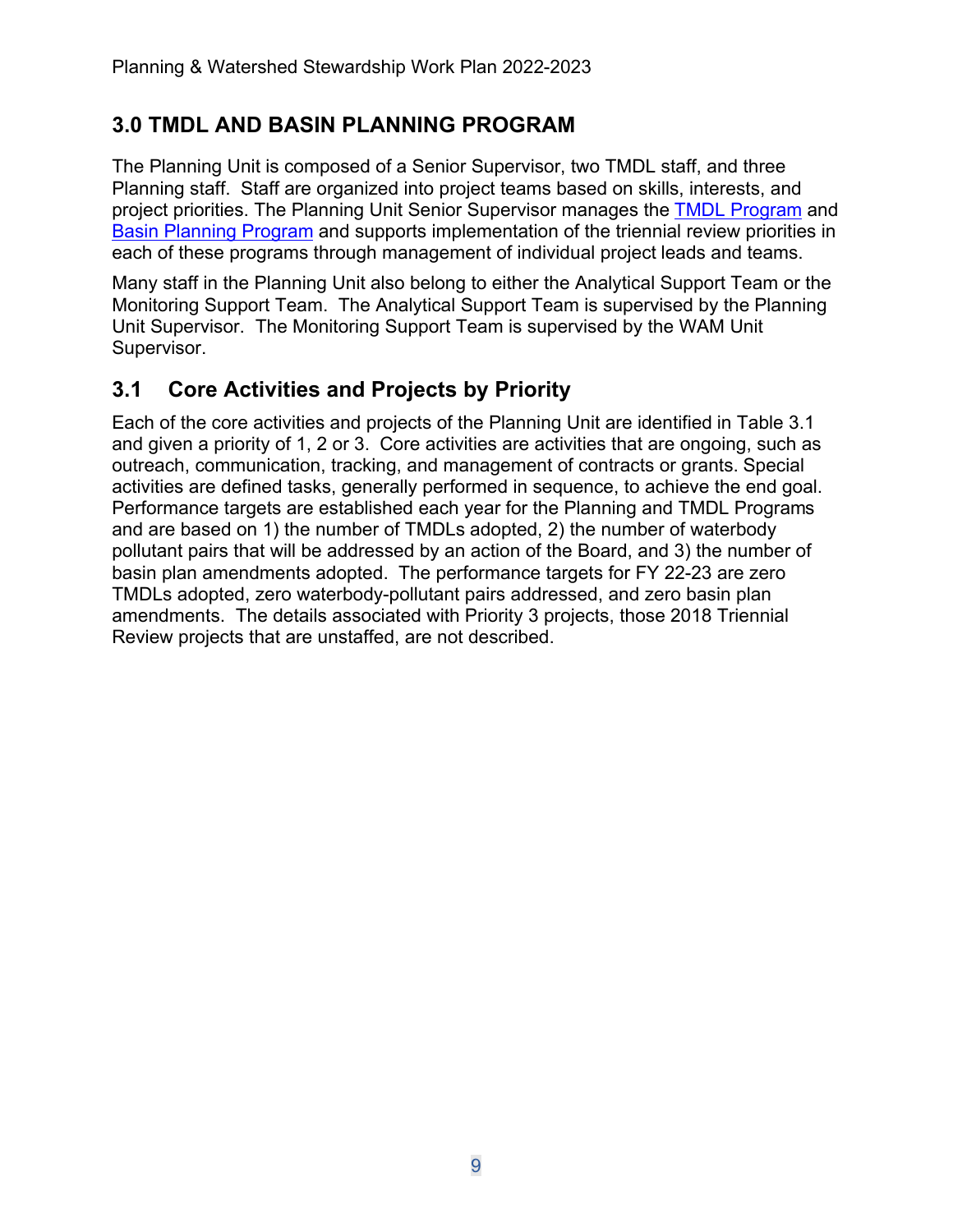## 3.0 TMDL AND BASIN PLANNING PROGRAM

The Planning Unit is composed of a Senior Supervisor, two TMDL staff, and three Planning staff. Staff are organized into project teams based on skills, interests, and project priorities. The Planning Unit Senior Supervisor manages the [TMDL Program]() and [Basin Planning Program]() and supports implementation of the triennial review priorities in each of these programs through management of individual project leads and teams.

Many staff in the Planning Unit also belong to either the Analytical Support Team or the Monitoring Support Team. The Analytical Support Team is supervised by the Planning Unit Supervisor. The Monitoring Support Team is supervised by the WAM Unit Supervisor.

### 3.1 Core Activities and Projects by Priority

Each of the core activities and projects of the Planning Unit are identified in Table 3.1 and given a priority of 1, 2 or 3. Core activities are activities that are ongoing, such as outreach, communication, tracking, and management of contracts or grants. Special activities are defined tasks, generally performed in sequence, to achieve the end goal. Performance targets are established each year for the Planning and TMDL Programs and are based on 1) the number of TMDLs adopted, 2) the number of waterbody pollutant pairs that will be addressed by an action of the Board, and 3) the number of basin plan amendments adopted. The performance targets for FY 22-23 are zero TMDLs adopted, zero waterbody-pollutant pairs addressed, and zero basin plan amendments. The details associated with Priority 3 projects, those 2018 Triennial Review projects that are unstaffed, are not described.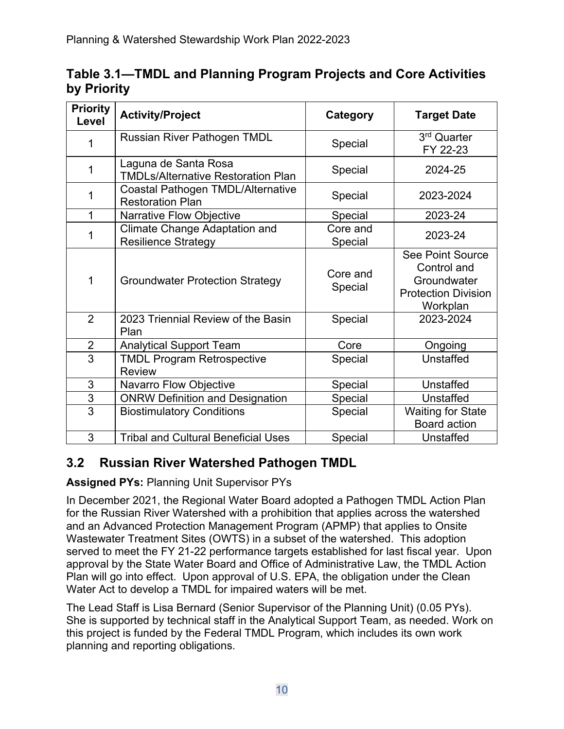## Table 3.1—TMDL and Planning Program Projects and Core Activities by Priority

| Priority Level | Activity/Project | Category | Target Date |
|---|---|---|---|
| 1 | Russian River Pathogen TMDL | Special | 3rd Quarter FY 22-23 |
| 1 | Laguna de Santa Rosa TMDLs/Alternative Restoration Plan | Special | 2024-25 |
| 1 | Coastal Pathogen TMDL/Alternative Restoration Plan | Special | 2023-2024 |
| 1 | Narrative Flow Objective | Special | 2023-24 |
| 1 | Climate Change Adaptation and Resilience Strategy | Core and Special | 2023-24 |
| 1 | Groundwater Protection Strategy | Core and Special | See Point Source Control and Groundwater Protection Division Workplan |
| 2 | 2023 Triennial Review of the Basin Plan | Special | 2023-2024 |
| 2 | Analytical Support Team | Core | Ongoing |
| 3 | TMDL Program Retrospective Review | Special | Unstaffed |
| 3 | Navarro Flow Objective | Special | Unstaffed |
| 3 | ONRW Definition and Designation | Special | Unstaffed |
| 3 | Biostimulatory Conditions | Special | Waiting for State Board action |
| 3 | Tribal and Cultural Beneficial Uses | Special | Unstaffed |

## 3.2 Russian River Watershed Pathogen TMDL

**Assigned PYs:** Planning Unit Supervisor PYs

In December 2021, the Regional Water Board adopted a Pathogen TMDL Action Plan for the Russian River Watershed with a prohibition that applies across the watershed and an Advanced Protection Management Program (APMP) that applies to Onsite Wastewater Treatment Sites (OWTS) in a subset of the watershed. This adoption served to meet the FY 21-22 performance targets established for last fiscal year. Upon approval by the State Water Board and Office of Administrative Law, the TMDL Action Plan will go into effect. Upon approval of U.S. EPA, the obligation under the Clean Water Act to develop a TMDL for impaired waters will be met.

The Lead Staff is Lisa Bernard (Senior Supervisor of the Planning Unit) (0.05 PYs). She is supported by technical staff in the Analytical Support Team, as needed. Work on this project is funded by the Federal TMDL Program, which includes its own work planning and reporting obligations.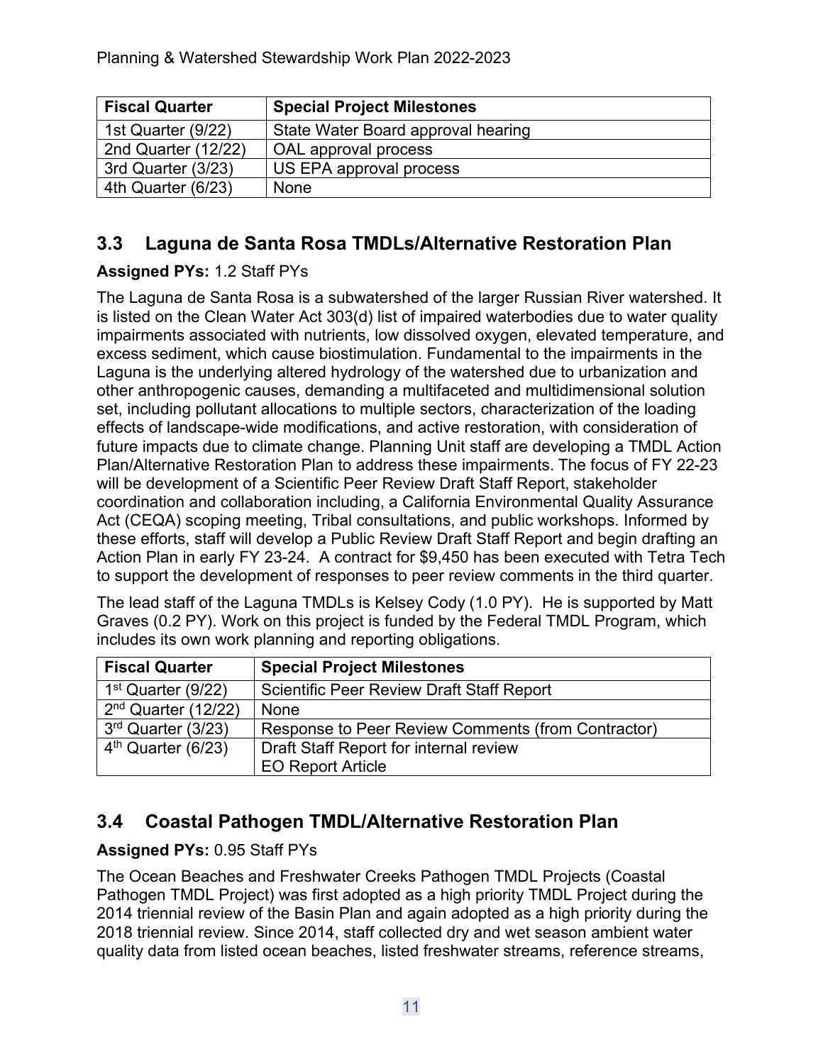| Fiscal Quarter | Special Project Milestones |
| --- | --- |
| 1st Quarter (9/22) | State Water Board approval hearing |
| 2nd Quarter (12/22) | OAL approval process |
| 3rd Quarter (3/23) | US EPA approval process |
| 4th Quarter (6/23) | None |

## 3.3 Laguna de Santa Rosa TMDLs/Alternative Restoration Plan

**Assigned PYs:** 1.2 Staff PYs

The Laguna de Santa Rosa is a subwatershed of the larger Russian River watershed. It is listed on the Clean Water Act 303(d) list of impaired waterbodies due to water quality impairments associated with nutrients, low dissolved oxygen, elevated temperature, and excess sediment, which cause biostimulation. Fundamental to the impairments in the Laguna is the underlying altered hydrology of the watershed due to urbanization and other anthropogenic causes, demanding a multifaceted and multidimensional solution set, including pollutant allocations to multiple sectors, characterization of the loading effects of landscape-wide modifications, and active restoration, with consideration of future impacts due to climate change. Planning Unit staff are developing a TMDL Action Plan/Alternative Restoration Plan to address these impairments. The focus of FY 22-23 will be development of a Scientific Peer Review Draft Staff Report, stakeholder coordination and collaboration including, a California Environmental Quality Assurance Act (CEQA) scoping meeting, Tribal consultations, and public workshops. Informed by these efforts, staff will develop a Public Review Draft Staff Report and begin drafting an Action Plan in early FY 23-24. A contract for $9,450 has been executed with Tetra Tech to support the development of responses to peer review comments in the third quarter.

The lead staff of the Laguna TMDLs is Kelsey Cody (1.0 PY). He is supported by Matt Graves (0.2 PY). Work on this project is funded by the Federal TMDL Program, which includes its own work planning and reporting obligations.

| Fiscal Quarter | Special Project Milestones |
| --- | --- |
| 1st Quarter (9/22) | Scientific Peer Review Draft Staff Report |
| 2nd Quarter (12/22) | None |
| 3rd Quarter (3/23) | Response to Peer Review Comments (from Contractor) |
| 4th Quarter (6/23) | Draft Staff Report for internal review<br>EO Report Article |

## 3.4 Coastal Pathogen TMDL/Alternative Restoration Plan

**Assigned PYs:** 0.95 Staff PYs

The Ocean Beaches and Freshwater Creeks Pathogen TMDL Projects (Coastal Pathogen TMDL Project) was first adopted as a high priority TMDL Project during the 2014 triennial review of the Basin Plan and again adopted as a high priority during the 2018 triennial review. Since 2014, staff collected dry and wet season ambient water quality data from listed ocean beaches, listed freshwater streams, reference streams,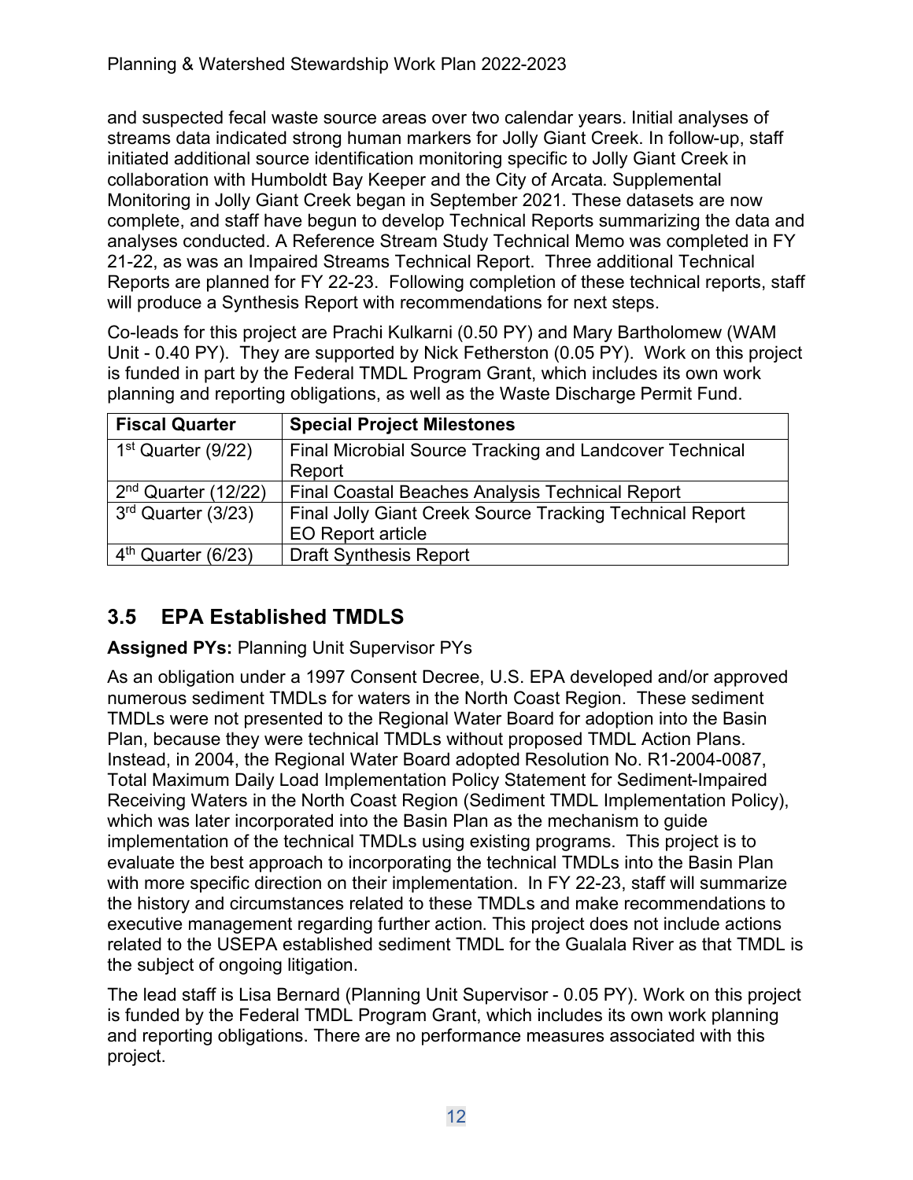and suspected fecal waste source areas over two calendar years. Initial analyses of streams data indicated strong human markers for Jolly Giant Creek. In follow-up, staff initiated additional source identification monitoring specific to Jolly Giant Creek in collaboration with Humboldt Bay Keeper and the City of Arcata. Supplemental Monitoring in Jolly Giant Creek began in September 2021. These datasets are now complete, and staff have begun to develop Technical Reports summarizing the data and analyses conducted. A Reference Stream Study Technical Memo was completed in FY 21-22, as was an Impaired Streams Technical Report. Three additional Technical Reports are planned for FY 22-23. Following completion of these technical reports, staff will produce a Synthesis Report with recommendations for next steps.

Co-leads for this project are Prachi Kulkarni (0.50 PY) and Mary Bartholomew (WAM Unit - 0.40 PY). They are supported by Nick Fetherston (0.05 PY). Work on this project is funded in part by the Federal TMDL Program Grant, which includes its own work planning and reporting obligations, as well as the Waste Discharge Permit Fund.

| Fiscal Quarter | Special Project Milestones |
|---|---|
| 1st Quarter (9/22) | Final Microbial Source Tracking and Landcover Technical Report |
| 2nd Quarter (12/22) | Final Coastal Beaches Analysis Technical Report |
| 3rd Quarter (3/23) | Final Jolly Giant Creek Source Tracking Technical Report<br>EO Report article |
| 4th Quarter (6/23) | Draft Synthesis Report |

## 3.5 EPA Established TMDLS

**Assigned PYs:** Planning Unit Supervisor PYs

As an obligation under a 1997 Consent Decree, U.S. EPA developed and/or approved numerous sediment TMDLs for waters in the North Coast Region. These sediment TMDLs were not presented to the Regional Water Board for adoption into the Basin Plan, because they were technical TMDLs without proposed TMDL Action Plans. Instead, in 2004, the Regional Water Board adopted Resolution No. R1-2004-0087, Total Maximum Daily Load Implementation Policy Statement for Sediment-Impaired Receiving Waters in the North Coast Region (Sediment TMDL Implementation Policy), which was later incorporated into the Basin Plan as the mechanism to guide implementation of the technical TMDLs using existing programs. This project is to evaluate the best approach to incorporating the technical TMDLs into the Basin Plan with more specific direction on their implementation. In FY 22-23, staff will summarize the history and circumstances related to these TMDLs and make recommendations to executive management regarding further action. This project does not include actions related to the USEPA established sediment TMDL for the Gualala River as that TMDL is the subject of ongoing litigation.

The lead staff is Lisa Bernard (Planning Unit Supervisor - 0.05 PY). Work on this project is funded by the Federal TMDL Program Grant, which includes its own work planning and reporting obligations. There are no performance measures associated with this project.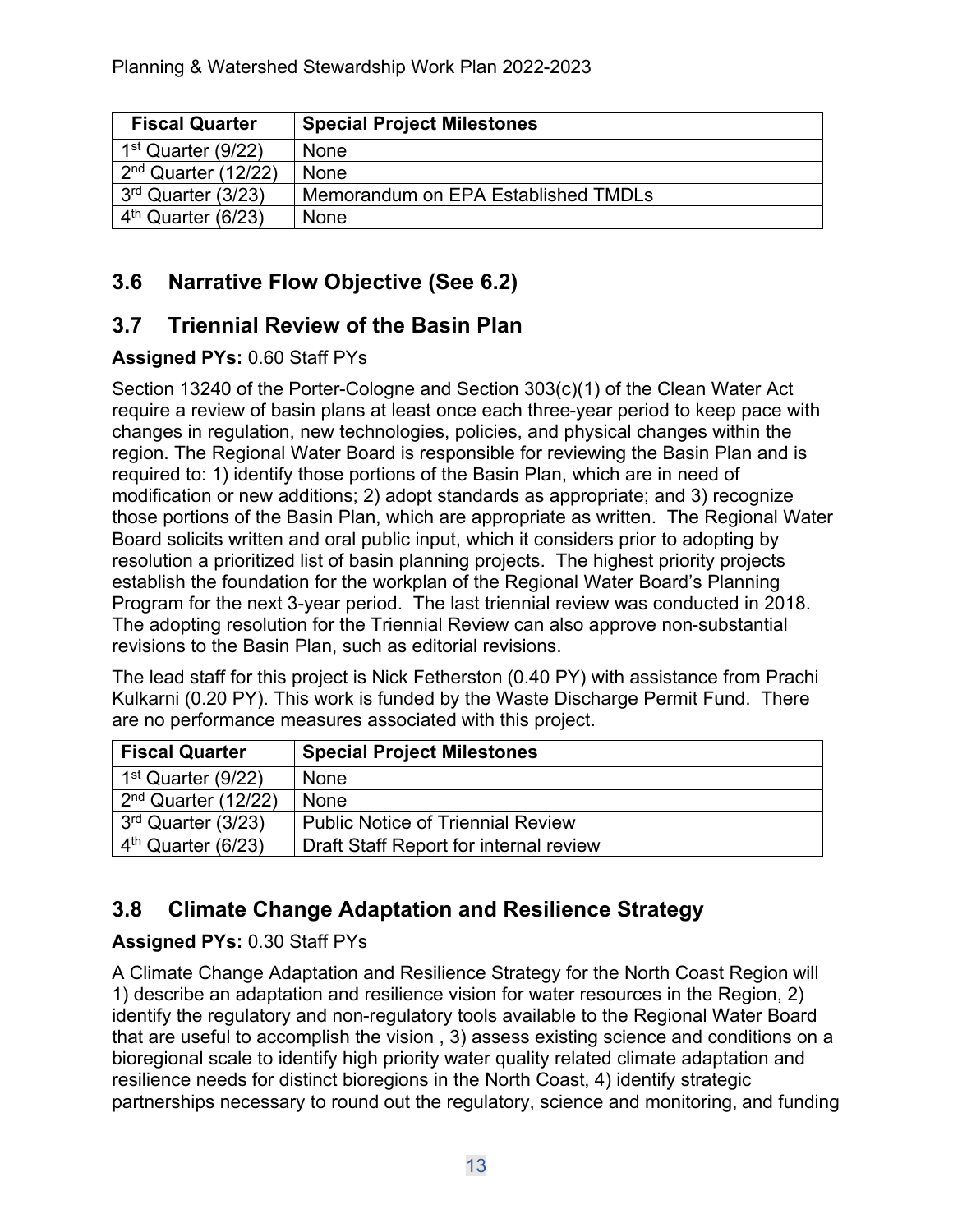| Fiscal Quarter | Special Project Milestones |
|---|---|
| 1st Quarter (9/22) | None |
| 2nd Quarter (12/22) | None |
| 3rd Quarter (3/23) | Memorandum on EPA Established TMDLs |
| 4th Quarter (6/23) | None |

## 3.6 Narrative Flow Objective (See 6.2)

## 3.7 Triennial Review of the Basin Plan

**Assigned PYs:** 0.60 Staff PYs

Section 13240 of the Porter-Cologne and Section 303(c)(1) of the Clean Water Act require a review of basin plans at least once each three-year period to keep pace with changes in regulation, new technologies, policies, and physical changes within the region. The Regional Water Board is responsible for reviewing the Basin Plan and is required to: 1) identify those portions of the Basin Plan, which are in need of modification or new additions; 2) adopt standards as appropriate; and 3) recognize those portions of the Basin Plan, which are appropriate as written. The Regional Water Board solicits written and oral public input, which it considers prior to adopting by resolution a prioritized list of basin planning projects. The highest priority projects establish the foundation for the workplan of the Regional Water Board's Planning Program for the next 3-year period. The last triennial review was conducted in 2018. The adopting resolution for the Triennial Review can also approve non-substantial revisions to the Basin Plan, such as editorial revisions.

The lead staff for this project is Nick Fetherston (0.40 PY) with assistance from Prachi Kulkarni (0.20 PY). This work is funded by the Waste Discharge Permit Fund. There are no performance measures associated with this project.

| Fiscal Quarter | Special Project Milestones |
|---|---|
| 1st Quarter (9/22) | None |
| 2nd Quarter (12/22) | None |
| 3rd Quarter (3/23) | Public Notice of Triennial Review |
| 4th Quarter (6/23) | Draft Staff Report for internal review |

## 3.8 Climate Change Adaptation and Resilience Strategy

**Assigned PYs:** 0.30 Staff PYs

A Climate Change Adaptation and Resilience Strategy for the North Coast Region will 1) describe an adaptation and resilience vision for water resources in the Region, 2) identify the regulatory and non-regulatory tools available to the Regional Water Board that are useful to accomplish the vision , 3) assess existing science and conditions on a bioregional scale to identify high priority water quality related climate adaptation and resilience needs for distinct bioregions in the North Coast, 4) identify strategic partnerships necessary to round out the regulatory, science and monitoring, and funding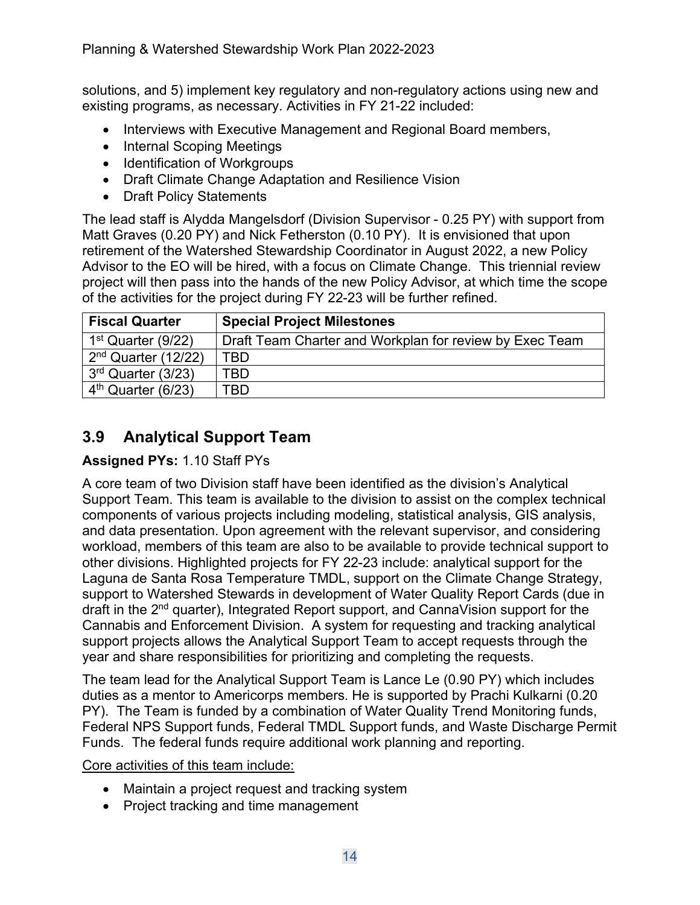solutions, and 5) implement key regulatory and non-regulatory actions using new and existing programs, as necessary. Activities in FY 21-22 included:

- Interviews with Executive Management and Regional Board members,
- Internal Scoping Meetings
- Identification of Workgroups
- Draft Climate Change Adaptation and Resilience Vision
- Draft Policy Statements

The lead staff is Alydda Mangelsdorf (Division Supervisor - 0.25 PY) with support from Matt Graves (0.20 PY) and Nick Fetherston (0.10 PY). It is envisioned that upon retirement of the Watershed Stewardship Coordinator in August 2022, a new Policy Advisor to the EO will be hired, with a focus on Climate Change. This triennial review project will then pass into the hands of the new Policy Advisor, at which time the scope of the activities for the project during FY 22-23 will be further refined.

| Fiscal Quarter | Special Project Milestones |
|---|---|
| 1st Quarter (9/22) | Draft Team Charter and Workplan for review by Exec Team |
| 2nd Quarter (12/22) | TBD |
| 3rd Quarter (3/23) | TBD |
| 4th Quarter (6/23) | TBD |

## 3.9 Analytical Support Team

**Assigned PYs:** 1.10 Staff PYs

A core team of two Division staff have been identified as the division's Analytical Support Team. This team is available to the division to assist on the complex technical components of various projects including modeling, statistical analysis, GIS analysis, and data presentation. Upon agreement with the relevant supervisor, and considering workload, members of this team are also to be available to provide technical support to other divisions. Highlighted projects for FY 22-23 include: analytical support for the Laguna de Santa Rosa Temperature TMDL, support on the Climate Change Strategy, support to Watershed Stewards in development of Water Quality Report Cards (due in draft in the 2nd quarter), Integrated Report support, and CannaVision support for the Cannabis and Enforcement Division. A system for requesting and tracking analytical support projects allows the Analytical Support Team to accept requests through the year and share responsibilities for prioritizing and completing the requests.

The team lead for the Analytical Support Team is Lance Le (0.90 PY) which includes duties as a mentor to Americorps members. He is supported by Prachi Kulkarni (0.20 PY). The Team is funded by a combination of Water Quality Trend Monitoring funds, Federal NPS Support funds, Federal TMDL Support funds, and Waste Discharge Permit Funds. The federal funds require additional work planning and reporting.

Core activities of this team include:

- Maintain a project request and tracking system
- Project tracking and time management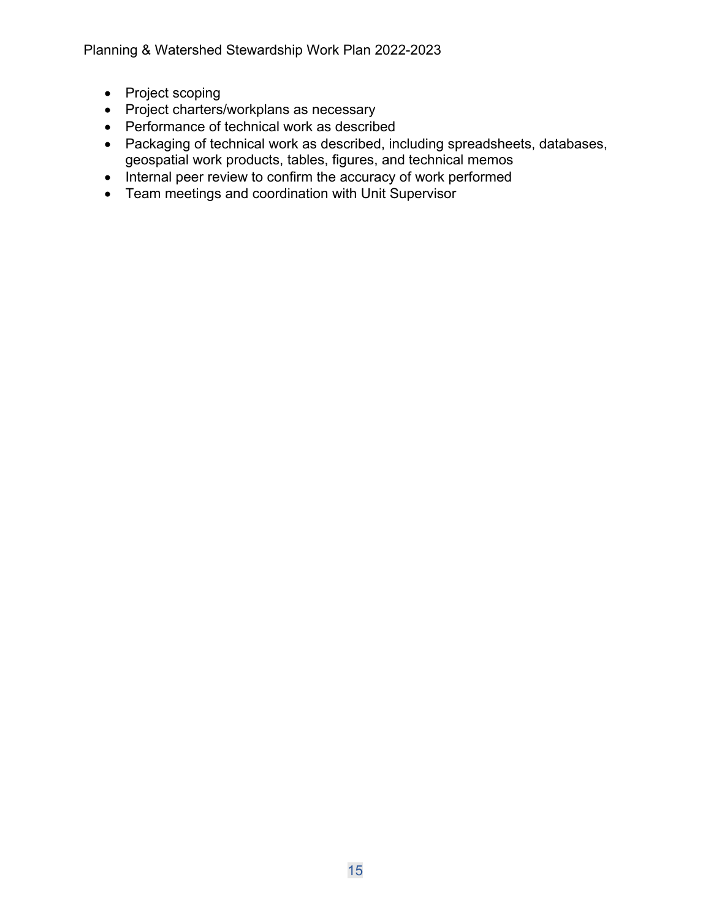- Project scoping
- Project charters/workplans as necessary
- Performance of technical work as described
- Packaging of technical work as described, including spreadsheets, databases, geospatial work products, tables, figures, and technical memos
- Internal peer review to confirm the accuracy of work performed
- Team meetings and coordination with Unit Supervisor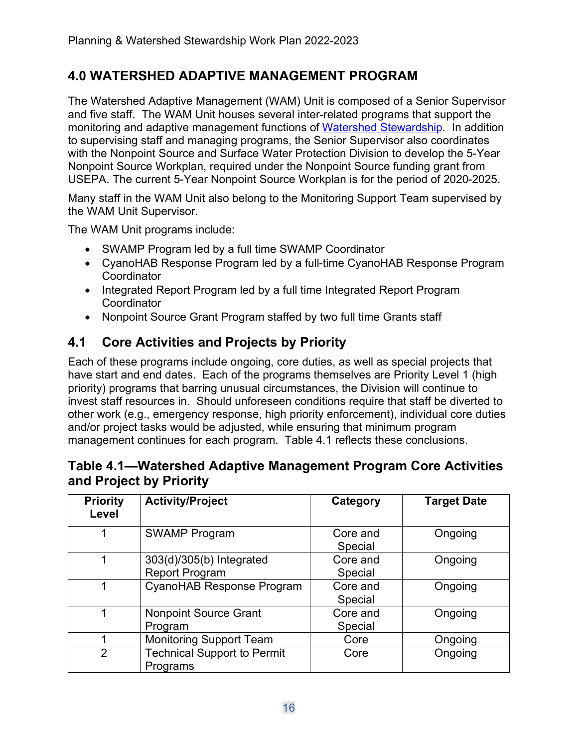## 4.0 WATERSHED ADAPTIVE MANAGEMENT PROGRAM

The Watershed Adaptive Management (WAM) Unit is composed of a Senior Supervisor and five staff. The WAM Unit houses several inter-related programs that support the monitoring and adaptive management functions of Watershed Stewardship. In addition to supervising staff and managing programs, the Senior Supervisor also coordinates with the Nonpoint Source and Surface Water Protection Division to develop the 5-Year Nonpoint Source Workplan, required under the Nonpoint Source funding grant from USEPA. The current 5-Year Nonpoint Source Workplan is for the period of 2020-2025.

Many staff in the WAM Unit also belong to the Monitoring Support Team supervised by the WAM Unit Supervisor.

The WAM Unit programs include:

- SWAMP Program led by a full time SWAMP Coordinator
- CyanoHAB Response Program led by a full-time CyanoHAB Response Program Coordinator
- Integrated Report Program led by a full time Integrated Report Program Coordinator
- Nonpoint Source Grant Program staffed by two full time Grants staff

### 4.1 Core Activities and Projects by Priority

Each of these programs include ongoing, core duties, as well as special projects that have start and end dates. Each of the programs themselves are Priority Level 1 (high priority) programs that barring unusual circumstances, the Division will continue to invest staff resources in. Should unforeseen conditions require that staff be diverted to other work (e.g., emergency response, high priority enforcement), individual core duties and/or project tasks would be adjusted, while ensuring that minimum program management continues for each program. Table 4.1 reflects these conclusions.

#### Table 4.1—Watershed Adaptive Management Program Core Activities and Project by Priority

| Priority Level | Activity/Project | Category | Target Date |
|---|---|---|---|
| 1 | SWAMP Program | Core and Special | Ongoing |
| 1 | 303(d)/305(b) Integrated Report Program | Core and Special | Ongoing |
| 1 | CyanoHAB Response Program | Core and Special | Ongoing |
| 1 | Nonpoint Source Grant Program | Core and Special | Ongoing |
| 1 | Monitoring Support Team | Core | Ongoing |
| 2 | Technical Support to Permit Programs | Core | Ongoing |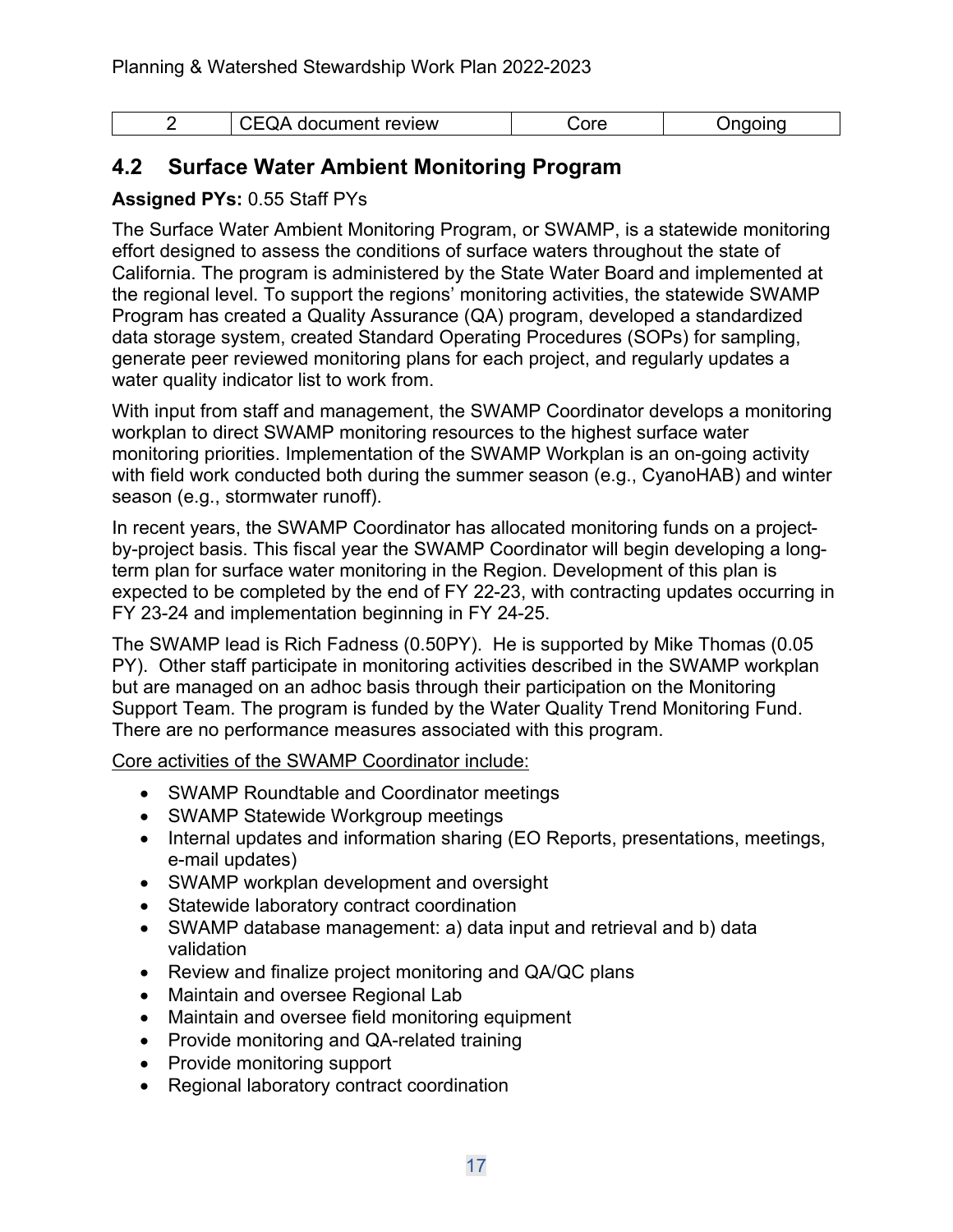| | | | |
|---|---|---|---|
| 2 | CEQA document review | Core | Ongoing |

## 4.2 Surface Water Ambient Monitoring Program

**Assigned PYs:** 0.55 Staff PYs

The Surface Water Ambient Monitoring Program, or SWAMP, is a statewide monitoring effort designed to assess the conditions of surface waters throughout the state of California. The program is administered by the State Water Board and implemented at the regional level. To support the regions' monitoring activities, the statewide SWAMP Program has created a Quality Assurance (QA) program, developed a standardized data storage system, created Standard Operating Procedures (SOPs) for sampling, generate peer reviewed monitoring plans for each project, and regularly updates a water quality indicator list to work from.

With input from staff and management, the SWAMP Coordinator develops a monitoring workplan to direct SWAMP monitoring resources to the highest surface water monitoring priorities. Implementation of the SWAMP Workplan is an on-going activity with field work conducted both during the summer season (e.g., CyanoHAB) and winter season (e.g., stormwater runoff).

In recent years, the SWAMP Coordinator has allocated monitoring funds on a project-by-project basis. This fiscal year the SWAMP Coordinator will begin developing a long-term plan for surface water monitoring in the Region. Development of this plan is expected to be completed by the end of FY 22-23, with contracting updates occurring in FY 23-24 and implementation beginning in FY 24-25.

The SWAMP lead is Rich Fadness (0.50PY). He is supported by Mike Thomas (0.05 PY). Other staff participate in monitoring activities described in the SWAMP workplan but are managed on an adhoc basis through their participation on the Monitoring Support Team. The program is funded by the Water Quality Trend Monitoring Fund. There are no performance measures associated with this program.

Core activities of the SWAMP Coordinator include:

- SWAMP Roundtable and Coordinator meetings
- SWAMP Statewide Workgroup meetings
- Internal updates and information sharing (EO Reports, presentations, meetings, e-mail updates)
- SWAMP workplan development and oversight
- Statewide laboratory contract coordination
- SWAMP database management: a) data input and retrieval and b) data validation
- Review and finalize project monitoring and QA/QC plans
- Maintain and oversee Regional Lab
- Maintain and oversee field monitoring equipment
- Provide monitoring and QA-related training
- Provide monitoring support
- Regional laboratory contract coordination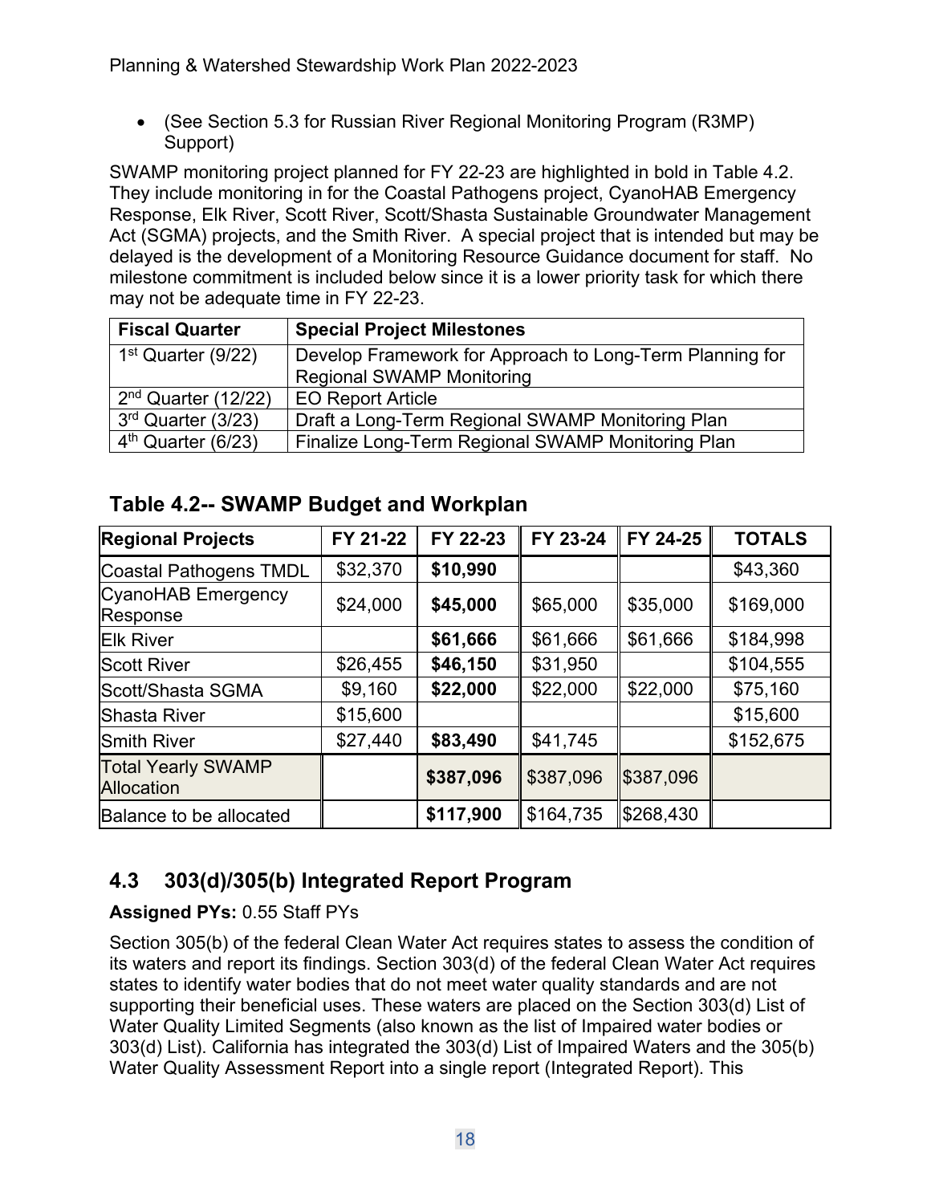- (See Section 5.3 for Russian River Regional Monitoring Program (R3MP) Support)

SWAMP monitoring project planned for FY 22-23 are highlighted in bold in Table 4.2. They include monitoring in for the Coastal Pathogens project, CyanoHAB Emergency Response, Elk River, Scott River, Scott/Shasta Sustainable Groundwater Management Act (SGMA) projects, and the Smith River. A special project that is intended but may be delayed is the development of a Monitoring Resource Guidance document for staff. No milestone commitment is included below since it is a lower priority task for which there may not be adequate time in FY 22-23.

| Fiscal Quarter | Special Project Milestones |
|---|---|
| 1st Quarter (9/22) | Develop Framework for Approach to Long-Term Planning for Regional SWAMP Monitoring |
| 2nd Quarter (12/22) | EO Report Article |
| 3rd Quarter (3/23) | Draft a Long-Term Regional SWAMP Monitoring Plan |
| 4th Quarter (6/23) | Finalize Long-Term Regional SWAMP Monitoring Plan |

## Table 4.2-- SWAMP Budget and Workplan

| Regional Projects | FY 21-22 | FY 22-23 | FY 23-24 | FY 24-25 | TOTALS |
|---|---|---|---|---|---|
| Coastal Pathogens TMDL | $32,370 | **$10,990** | | | $43,360 |
| CyanoHAB Emergency Response | $24,000 | **$45,000** | $65,000 | $35,000 | $169,000 |
| Elk River | | **$61,666** | $61,666 | $61,666 | $184,998 |
| Scott River | $26,455 | **$46,150** | $31,950 | | $104,555 |
| Scott/Shasta SGMA | $9,160 | **$22,000** | $22,000 | $22,000 | $75,160 |
| Shasta River | $15,600 | | | | $15,600 |
| Smith River | $27,440 | **$83,490** | $41,745 | | $152,675 |
| Total Yearly SWAMP Allocation | | **$387,096** | $387,096 | $387,096 | |
| Balance to be allocated | | **$117,900** | $164,735 | $268,430 | |

## 4.3 303(d)/305(b) Integrated Report Program

**Assigned PYs:** 0.55 Staff PYs

Section 305(b) of the federal Clean Water Act requires states to assess the condition of its waters and report its findings. Section 303(d) of the federal Clean Water Act requires states to identify water bodies that do not meet water quality standards and are not supporting their beneficial uses. These waters are placed on the Section 303(d) List of Water Quality Limited Segments (also known as the list of Impaired water bodies or 303(d) List). California has integrated the 303(d) List of Impaired Waters and the 305(b) Water Quality Assessment Report into a single report (Integrated Report). This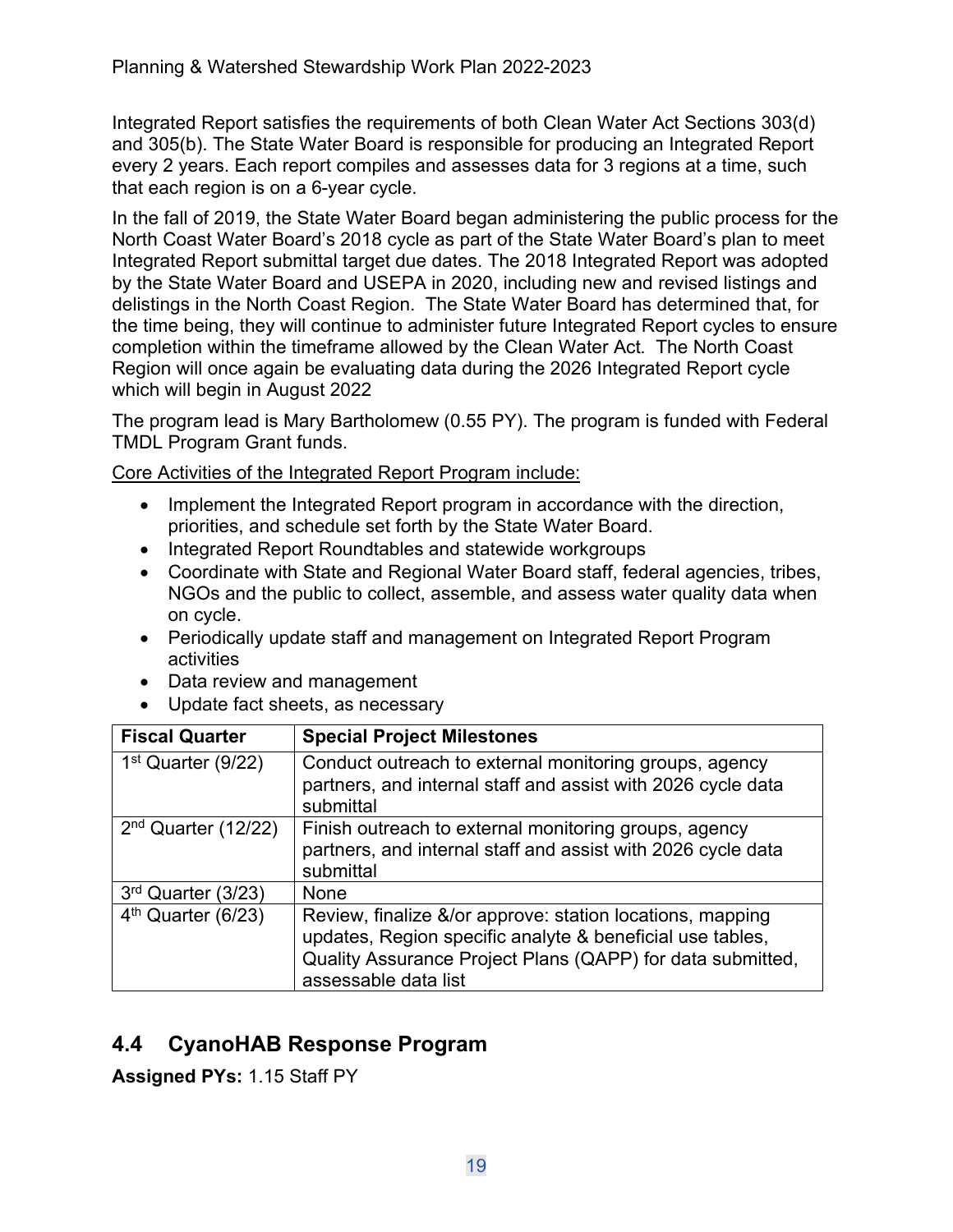Integrated Report satisfies the requirements of both Clean Water Act Sections 303(d) and 305(b). The State Water Board is responsible for producing an Integrated Report every 2 years. Each report compiles and assesses data for 3 regions at a time, such that each region is on a 6-year cycle.

In the fall of 2019, the State Water Board began administering the public process for the North Coast Water Board's 2018 cycle as part of the State Water Board's plan to meet Integrated Report submittal target due dates. The 2018 Integrated Report was adopted by the State Water Board and USEPA in 2020, including new and revised listings and delistings in the North Coast Region. The State Water Board has determined that, for the time being, they will continue to administer future Integrated Report cycles to ensure completion within the timeframe allowed by the Clean Water Act. The North Coast Region will once again be evaluating data during the 2026 Integrated Report cycle which will begin in August 2022

The program lead is Mary Bartholomew (0.55 PY). The program is funded with Federal TMDL Program Grant funds.

Core Activities of the Integrated Report Program include:

- Implement the Integrated Report program in accordance with the direction, priorities, and schedule set forth by the State Water Board.
- Integrated Report Roundtables and statewide workgroups
- Coordinate with State and Regional Water Board staff, federal agencies, tribes, NGOs and the public to collect, assemble, and assess water quality data when on cycle.
- Periodically update staff and management on Integrated Report Program activities
- Data review and management
- Update fact sheets, as necessary

| Fiscal Quarter | Special Project Milestones |
|---|---|
| 1st Quarter (9/22) | Conduct outreach to external monitoring groups, agency partners, and internal staff and assist with 2026 cycle data submittal |
| 2nd Quarter (12/22) | Finish outreach to external monitoring groups, agency partners, and internal staff and assist with 2026 cycle data submittal |
| 3rd Quarter (3/23) | None |
| 4th Quarter (6/23) | Review, finalize &/or approve: station locations, mapping updates, Region specific analyte & beneficial use tables, Quality Assurance Project Plans (QAPP) for data submitted, assessable data list |

## 4.4 CyanoHAB Response Program

**Assigned PYs:** 1.15 Staff PY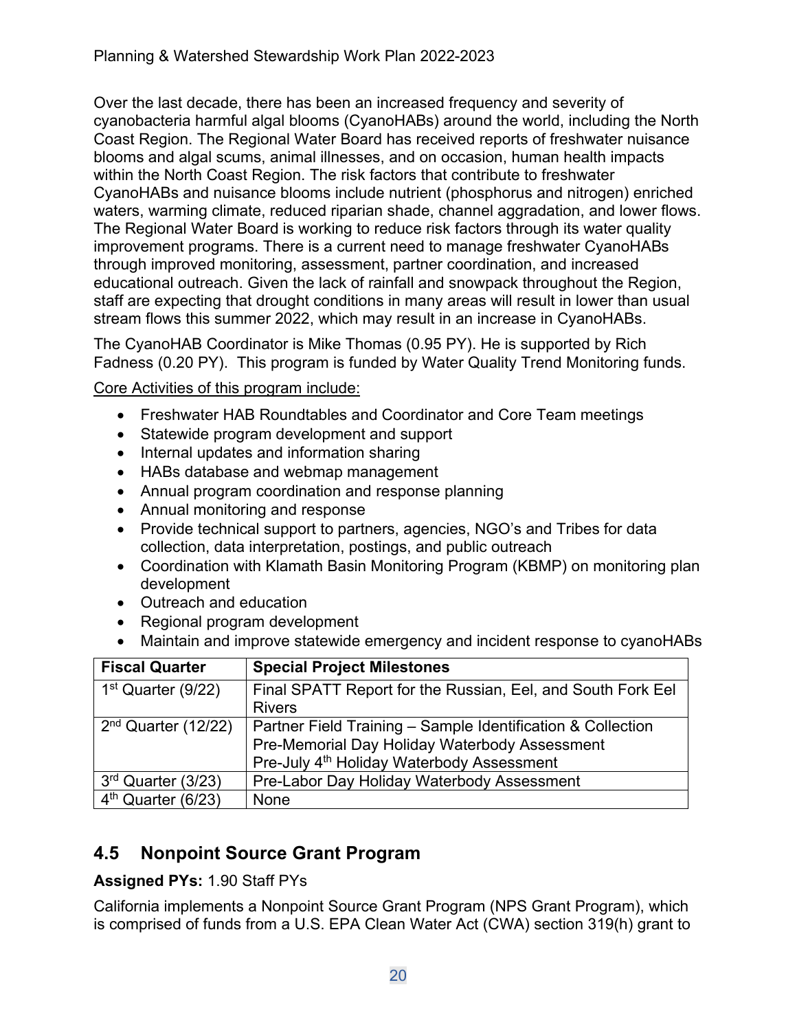Over the last decade, there has been an increased frequency and severity of cyanobacteria harmful algal blooms (CyanoHABs) around the world, including the North Coast Region. The Regional Water Board has received reports of freshwater nuisance blooms and algal scums, animal illnesses, and on occasion, human health impacts within the North Coast Region. The risk factors that contribute to freshwater CyanoHABs and nuisance blooms include nutrient (phosphorus and nitrogen) enriched waters, warming climate, reduced riparian shade, channel aggradation, and lower flows. The Regional Water Board is working to reduce risk factors through its water quality improvement programs. There is a current need to manage freshwater CyanoHABs through improved monitoring, assessment, partner coordination, and increased educational outreach. Given the lack of rainfall and snowpack throughout the Region, staff are expecting that drought conditions in many areas will result in lower than usual stream flows this summer 2022, which may result in an increase in CyanoHABs.

The CyanoHAB Coordinator is Mike Thomas (0.95 PY). He is supported by Rich Fadness (0.20 PY). This program is funded by Water Quality Trend Monitoring funds.

Core Activities of this program include:

- Freshwater HAB Roundtables and Coordinator and Core Team meetings
- Statewide program development and support
- Internal updates and information sharing
- HABs database and webmap management
- Annual program coordination and response planning
- Annual monitoring and response
- Provide technical support to partners, agencies, NGO's and Tribes for data collection, data interpretation, postings, and public outreach
- Coordination with Klamath Basin Monitoring Program (KBMP) on monitoring plan development
- Outreach and education
- Regional program development
- Maintain and improve statewide emergency and incident response to cyanoHABs

| Fiscal Quarter | Special Project Milestones |
|---|---|
| 1st Quarter (9/22) | Final SPATT Report for the Russian, Eel, and South Fork Eel Rivers |
| 2nd Quarter (12/22) | Partner Field Training – Sample Identification & Collection<br>Pre-Memorial Day Holiday Waterbody Assessment<br>Pre-July 4th Holiday Waterbody Assessment |
| 3rd Quarter (3/23) | Pre-Labor Day Holiday Waterbody Assessment |
| 4th Quarter (6/23) | None |

## 4.5 Nonpoint Source Grant Program

**Assigned PYs:** 1.90 Staff PYs

California implements a Nonpoint Source Grant Program (NPS Grant Program), which is comprised of funds from a U.S. EPA Clean Water Act (CWA) section 319(h) grant to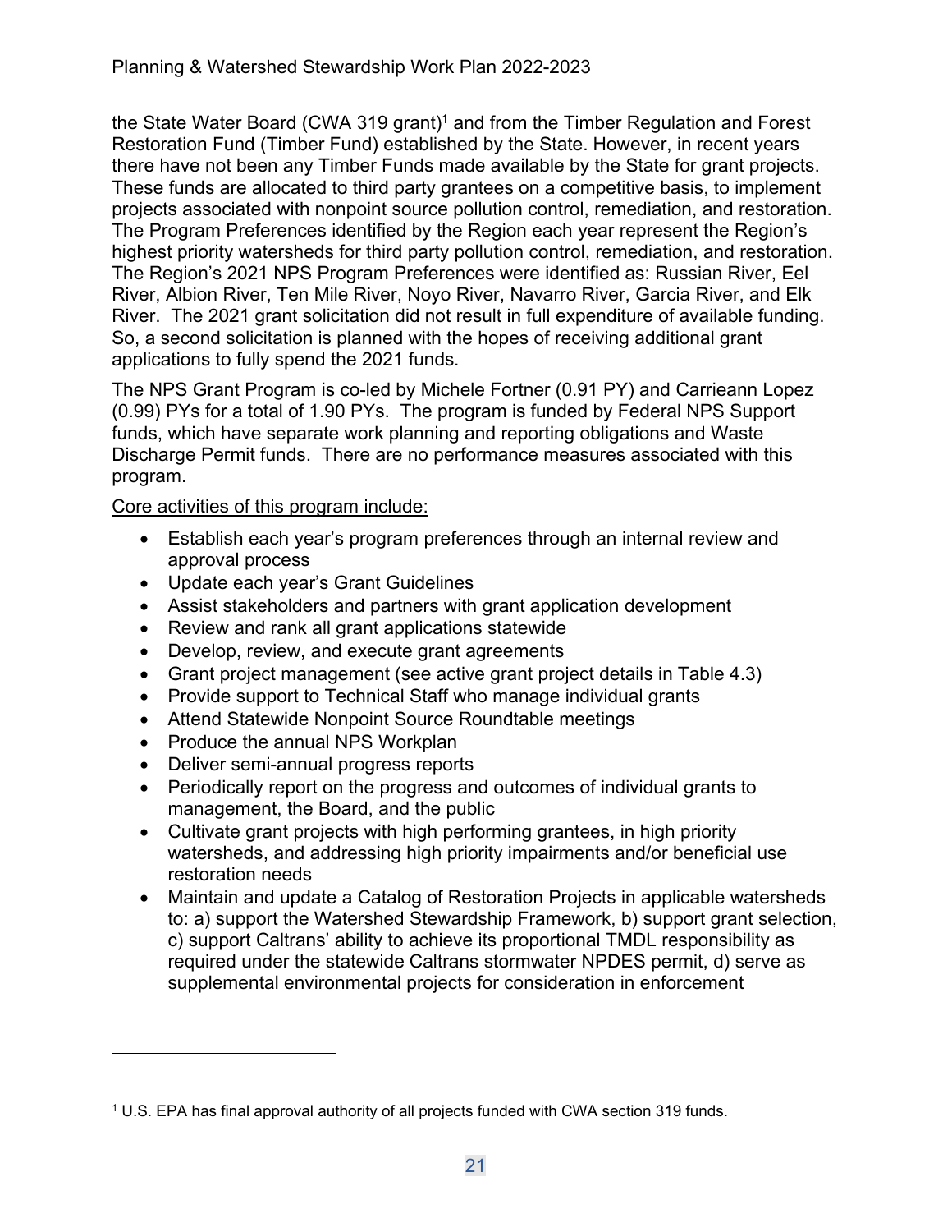the State Water Board (CWA 319 grant)[1] and from the Timber Regulation and Forest Restoration Fund (Timber Fund) established by the State. However, in recent years there have not been any Timber Funds made available by the State for grant projects. These funds are allocated to third party grantees on a competitive basis, to implement projects associated with nonpoint source pollution control, remediation, and restoration. The Program Preferences identified by the Region each year represent the Region's highest priority watersheds for third party pollution control, remediation, and restoration. The Region's 2021 NPS Program Preferences were identified as: Russian River, Eel River, Albion River, Ten Mile River, Noyo River, Navarro River, Garcia River, and Elk River. The 2021 grant solicitation did not result in full expenditure of available funding. So, a second solicitation is planned with the hopes of receiving additional grant applications to fully spend the 2021 funds.

The NPS Grant Program is co-led by Michele Fortner (0.91 PY) and Carrieann Lopez (0.99) PYs for a total of 1.90 PYs. The program is funded by Federal NPS Support funds, which have separate work planning and reporting obligations and Waste Discharge Permit funds. There are no performance measures associated with this program.

Core activities of this program include:

- Establish each year's program preferences through an internal review and approval process
- Update each year's Grant Guidelines
- Assist stakeholders and partners with grant application development
- Review and rank all grant applications statewide
- Develop, review, and execute grant agreements
- Grant project management (see active grant project details in Table 4.3)
- Provide support to Technical Staff who manage individual grants
- Attend Statewide Nonpoint Source Roundtable meetings
- Produce the annual NPS Workplan
- Deliver semi-annual progress reports
- Periodically report on the progress and outcomes of individual grants to management, the Board, and the public
- Cultivate grant projects with high performing grantees, in high priority watersheds, and addressing high priority impairments and/or beneficial use restoration needs
- Maintain and update a Catalog of Restoration Projects in applicable watersheds to: a) support the Watershed Stewardship Framework, b) support grant selection, c) support Caltrans' ability to achieve its proportional TMDL responsibility as required under the statewide Caltrans stormwater NPDES permit, d) serve as supplemental environmental projects for consideration in enforcement

[1] U.S. EPA has final approval authority of all projects funded with CWA section 319 funds.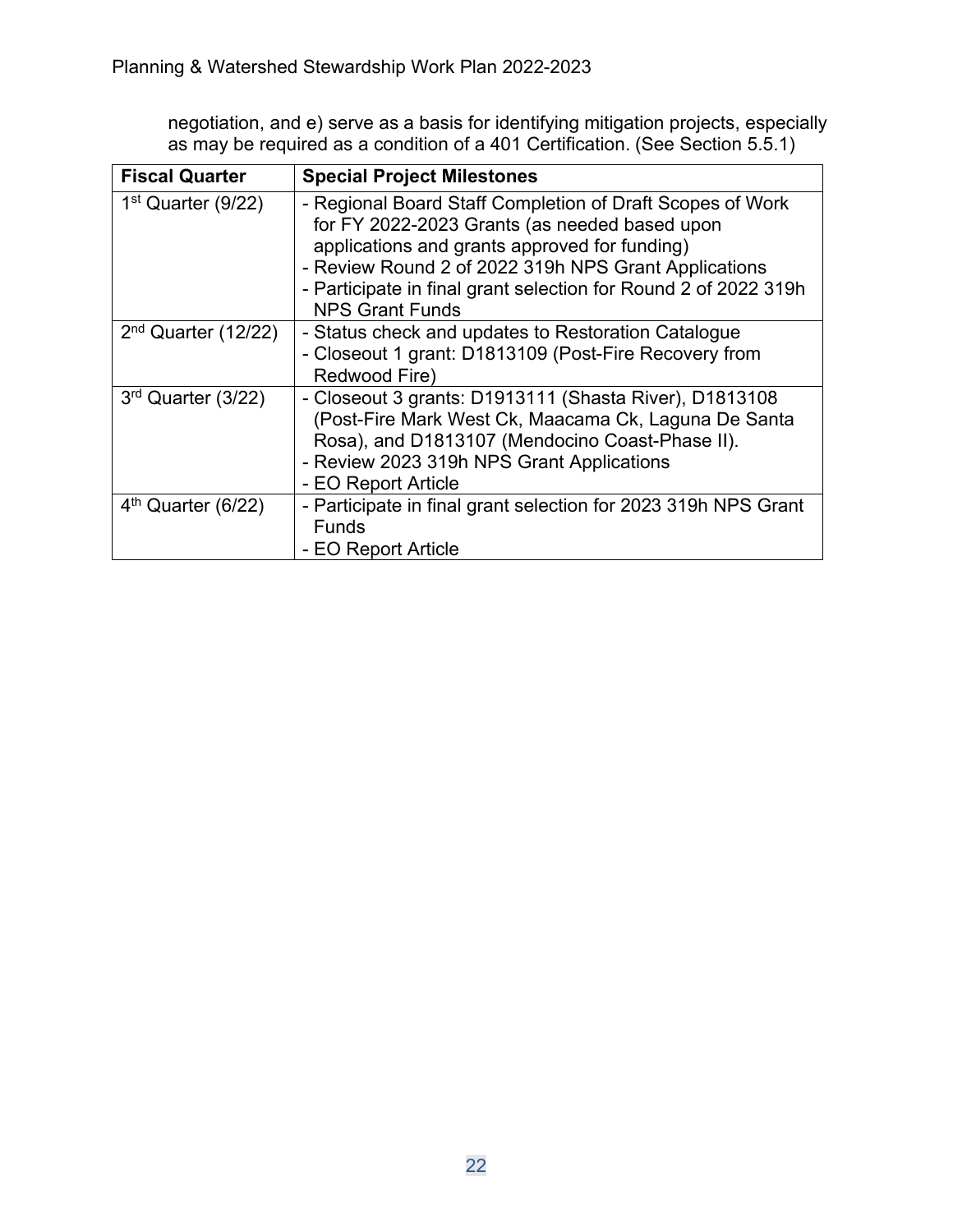negotiation, and e) serve as a basis for identifying mitigation projects, especially as may be required as a condition of a 401 Certification. (See Section 5.5.1)

| Fiscal Quarter | Special Project Milestones |
|---|---|
| 1st Quarter (9/22) | - Regional Board Staff Completion of Draft Scopes of Work for FY 2022-2023 Grants (as needed based upon applications and grants approved for funding)<br>- Review Round 2 of 2022 319h NPS Grant Applications<br>- Participate in final grant selection for Round 2 of 2022 319h NPS Grant Funds |
| 2nd Quarter (12/22) | - Status check and updates to Restoration Catalogue<br>- Closeout 1 grant: D1813109 (Post-Fire Recovery from Redwood Fire) |
| 3rd Quarter (3/22) | - Closeout 3 grants: D1913111 (Shasta River), D1813108 (Post-Fire Mark West Ck, Maacama Ck, Laguna De Santa Rosa), and D1813107 (Mendocino Coast-Phase II).<br>- Review 2023 319h NPS Grant Applications<br>- EO Report Article |
| 4th Quarter (6/22) | - Participate in final grant selection for 2023 319h NPS Grant Funds<br>- EO Report Article |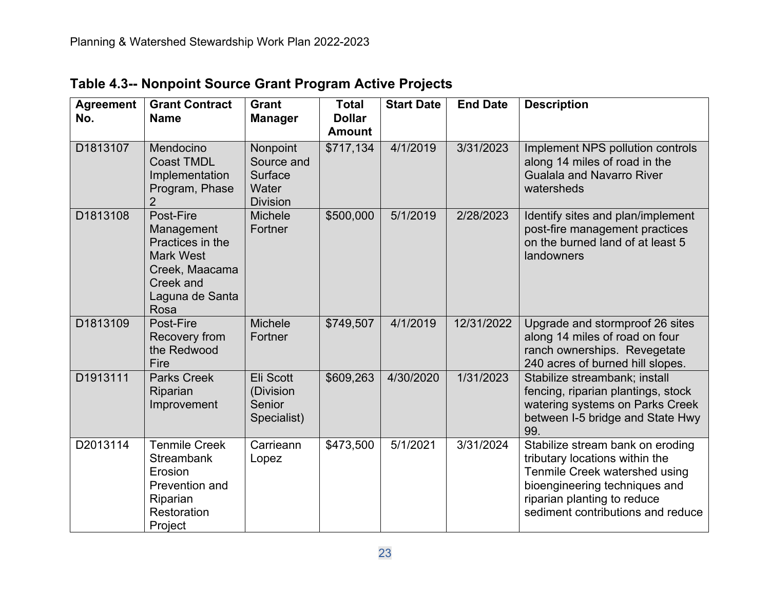## Table 4.3-- Nonpoint Source Grant Program Active Projects

| Agreement No. | Grant Contract Name | Grant Manager | Total Dollar Amount | Start Date | End Date | Description |
|---|---|---|---|---|---|---|
| D1813107 | Mendocino Coast TMDL Implementation Program, Phase 2 | Nonpoint Source and Surface Water Division | $717,134 | 4/1/2019 | 3/31/2023 | Implement NPS pollution controls along 14 miles of road in the Gualala and Navarro River watersheds |
| D1813108 | Post-Fire Management Practices in the Mark West Creek, Maacama Creek and Laguna de Santa Rosa | Michele Fortner | $500,000 | 5/1/2019 | 2/28/2023 | Identify sites and plan/implement post-fire management practices on the burned land of at least 5 landowners |
| D1813109 | Post-Fire Recovery from the Redwood Fire | Michele Fortner | $749,507 | 4/1/2019 | 12/31/2022 | Upgrade and stormproof 26 sites along 14 miles of road on four ranch ownerships. Revegetate 240 acres of burned hill slopes. |
| D1913111 | Parks Creek Riparian Improvement | Eli Scott (Division Senior Specialist) | $609,263 | 4/30/2020 | 1/31/2023 | Stabilize streambank; install fencing, riparian plantings, stock watering systems on Parks Creek between I-5 bridge and State Hwy 99. |
| D2013114 | Tenmile Creek Streambank Erosion Prevention and Riparian Restoration Project | Carrieann Lopez | $473,500 | 5/1/2021 | 3/31/2024 | Stabilize stream bank on eroding tributary locations within the Tenmile Creek watershed using bioengineering techniques and riparian planting to reduce sediment contributions and reduce |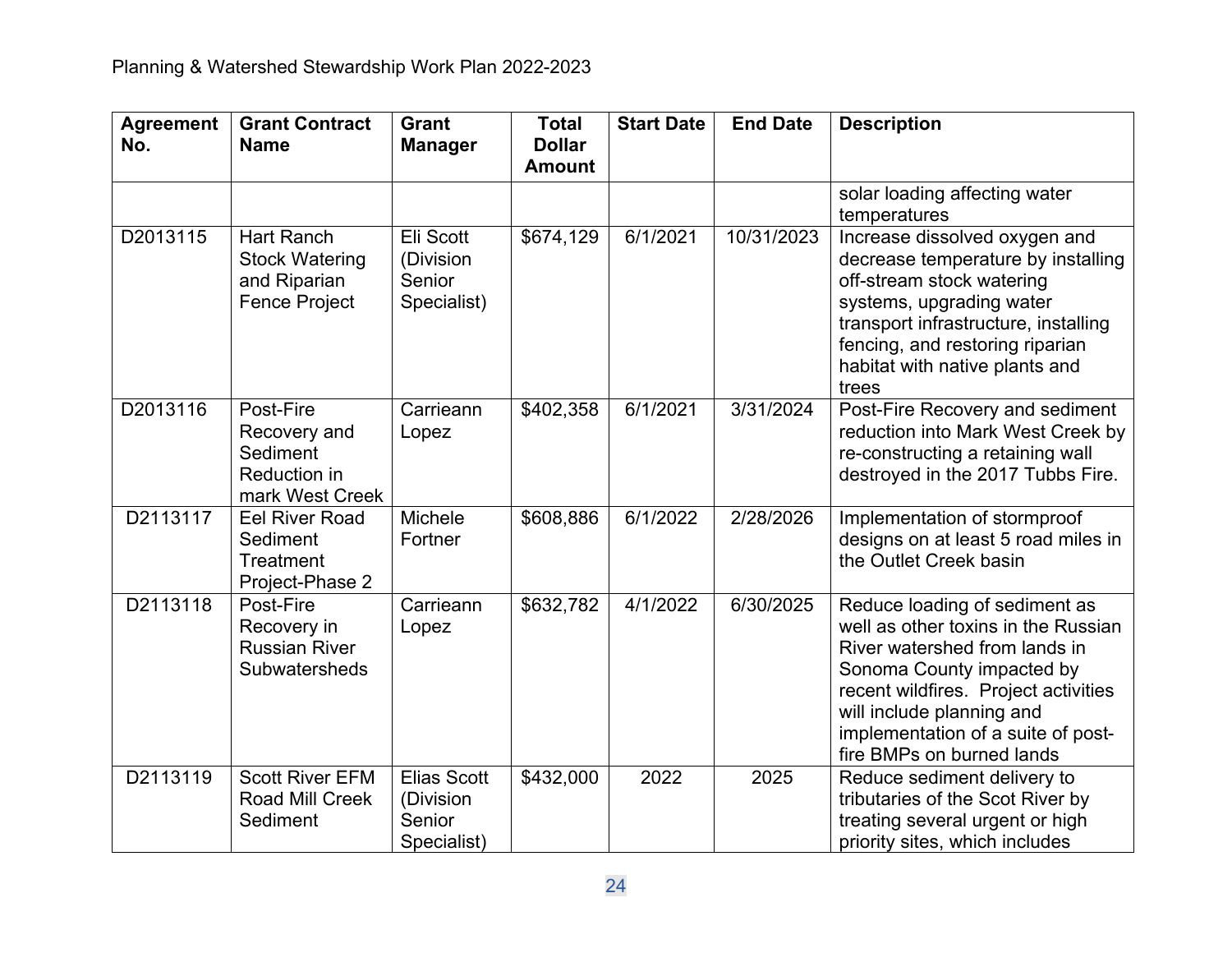| Agreement No. | Grant Contract Name | Grant Manager | Total Dollar Amount | Start Date | End Date | Description |
|---|---|---|---|---|---|---|
| | | | | | | solar loading affecting water temperatures |
| D2013115 | Hart Ranch Stock Watering and Riparian Fence Project | Eli Scott (Division Senior Specialist) | $674,129 | 6/1/2021 | 10/31/2023 | Increase dissolved oxygen and decrease temperature by installing off-stream stock watering systems, upgrading water transport infrastructure, installing fencing, and restoring riparian habitat with native plants and trees |
| D2013116 | Post-Fire Recovery and Sediment Reduction in mark West Creek | Carrieann Lopez | $402,358 | 6/1/2021 | 3/31/2024 | Post-Fire Recovery and sediment reduction into Mark West Creek by re-constructing a retaining wall destroyed in the 2017 Tubbs Fire. |
| D2113117 | Eel River Road Sediment Treatment Project-Phase 2 | Michele Fortner | $608,886 | 6/1/2022 | 2/28/2026 | Implementation of stormproof designs on at least 5 road miles in the Outlet Creek basin |
| D2113118 | Post-Fire Recovery in Russian River Subwatersheds | Carrieann Lopez | $632,782 | 4/1/2022 | 6/30/2025 | Reduce loading of sediment as well as other toxins in the Russian River watershed from lands in Sonoma County impacted by recent wildfires. Project activities will include planning and implementation of a suite of post-fire BMPs on burned lands |
| D2113119 | Scott River EFM Road Mill Creek Sediment | Elias Scott (Division Senior Specialist) | $432,000 | 2022 | 2025 | Reduce sediment delivery to tributaries of the Scot River by treating several urgent or high priority sites, which includes |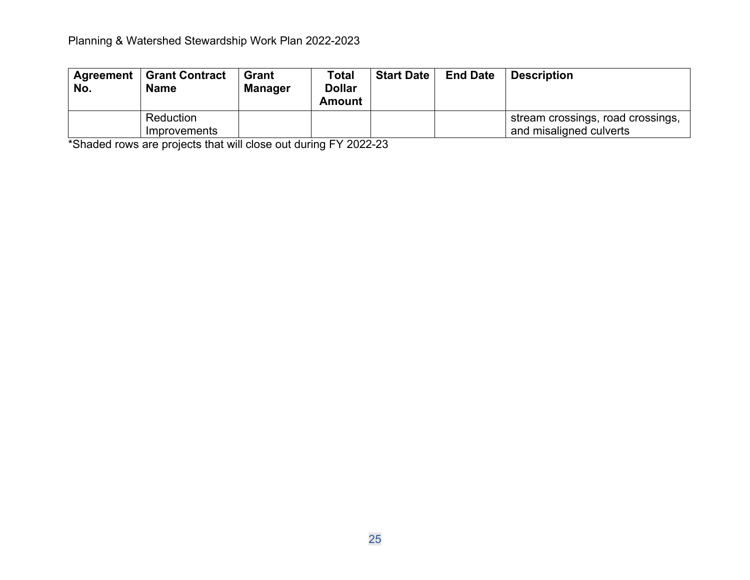| Agreement No. | Grant Contract Name | Grant Manager | Total Dollar Amount | Start Date | End Date | Description |
|---|---|---|---|---|---|---|
| | Reduction Improvements | | | | | stream crossings, road crossings, and misaligned culverts |

*Shaded rows are projects that will close out during FY 2022-23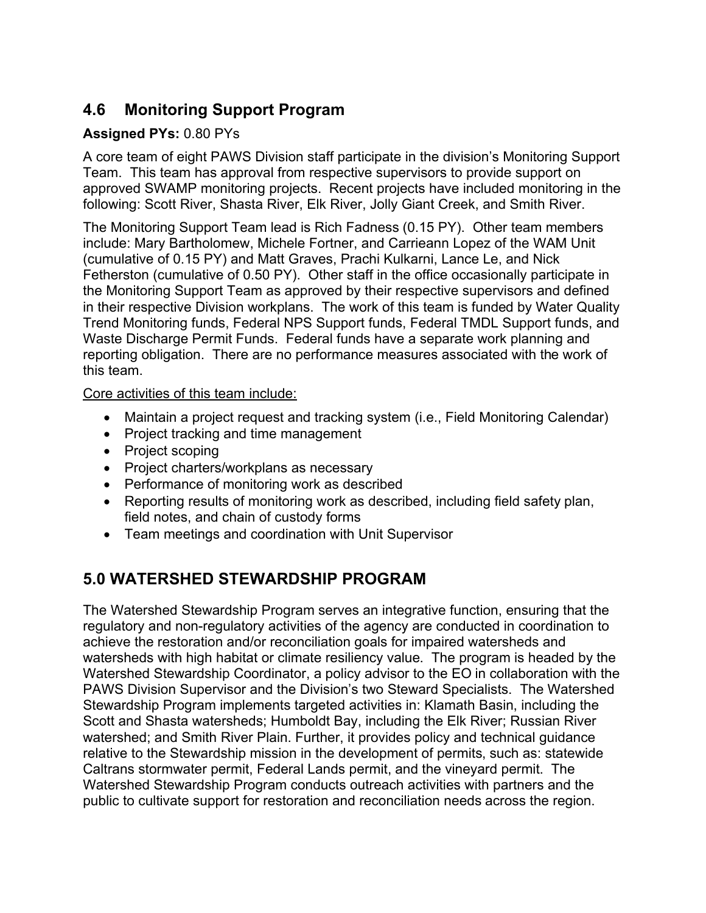## 4.6 Monitoring Support Program

**Assigned PYs:** 0.80 PYs

A core team of eight PAWS Division staff participate in the division's Monitoring Support Team. This team has approval from respective supervisors to provide support on approved SWAMP monitoring projects. Recent projects have included monitoring in the following: Scott River, Shasta River, Elk River, Jolly Giant Creek, and Smith River.

The Monitoring Support Team lead is Rich Fadness (0.15 PY). Other team members include: Mary Bartholomew, Michele Fortner, and Carrieann Lopez of the WAM Unit (cumulative of 0.15 PY) and Matt Graves, Prachi Kulkarni, Lance Le, and Nick Fetherston (cumulative of 0.50 PY). Other staff in the office occasionally participate in the Monitoring Support Team as approved by their respective supervisors and defined in their respective Division workplans. The work of this team is funded by Water Quality Trend Monitoring funds, Federal NPS Support funds, Federal TMDL Support funds, and Waste Discharge Permit Funds. Federal funds have a separate work planning and reporting obligation. There are no performance measures associated with the work of this team.

<u>Core activities of this team include:</u>

- Maintain a project request and tracking system (i.e., Field Monitoring Calendar)
- Project tracking and time management
- Project scoping
- Project charters/workplans as necessary
- Performance of monitoring work as described
- Reporting results of monitoring work as described, including field safety plan, field notes, and chain of custody forms
- Team meetings and coordination with Unit Supervisor

# 5.0 WATERSHED STEWARDSHIP PROGRAM

The Watershed Stewardship Program serves an integrative function, ensuring that the regulatory and non-regulatory activities of the agency are conducted in coordination to achieve the restoration and/or reconciliation goals for impaired watersheds and watersheds with high habitat or climate resiliency value. The program is headed by the Watershed Stewardship Coordinator, a policy advisor to the EO in collaboration with the PAWS Division Supervisor and the Division's two Steward Specialists. The Watershed Stewardship Program implements targeted activities in: Klamath Basin, including the Scott and Shasta watersheds; Humboldt Bay, including the Elk River; Russian River watershed; and Smith River Plain. Further, it provides policy and technical guidance relative to the Stewardship mission in the development of permits, such as: statewide Caltrans stormwater permit, Federal Lands permit, and the vineyard permit. The Watershed Stewardship Program conducts outreach activities with partners and the public to cultivate support for restoration and reconciliation needs across the region.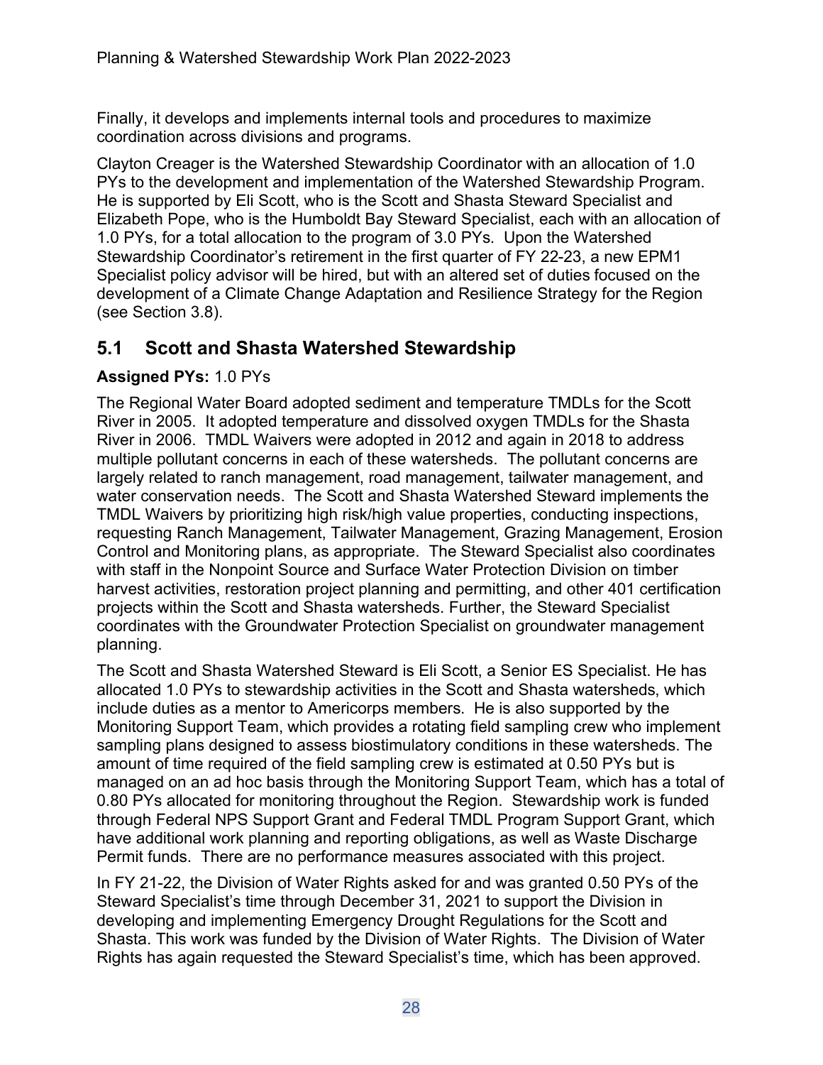Finally, it develops and implements internal tools and procedures to maximize coordination across divisions and programs.

Clayton Creager is the Watershed Stewardship Coordinator with an allocation of 1.0 PYs to the development and implementation of the Watershed Stewardship Program. He is supported by Eli Scott, who is the Scott and Shasta Steward Specialist and Elizabeth Pope, who is the Humboldt Bay Steward Specialist, each with an allocation of 1.0 PYs, for a total allocation to the program of 3.0 PYs. Upon the Watershed Stewardship Coordinator's retirement in the first quarter of FY 22-23, a new EPM1 Specialist policy advisor will be hired, but with an altered set of duties focused on the development of a Climate Change Adaptation and Resilience Strategy for the Region (see Section 3.8).

## 5.1 Scott and Shasta Watershed Stewardship

**Assigned PYs:** 1.0 PYs

The Regional Water Board adopted sediment and temperature TMDLs for the Scott River in 2005. It adopted temperature and dissolved oxygen TMDLs for the Shasta River in 2006. TMDL Waivers were adopted in 2012 and again in 2018 to address multiple pollutant concerns in each of these watersheds. The pollutant concerns are largely related to ranch management, road management, tailwater management, and water conservation needs. The Scott and Shasta Watershed Steward implements the TMDL Waivers by prioritizing high risk/high value properties, conducting inspections, requesting Ranch Management, Tailwater Management, Grazing Management, Erosion Control and Monitoring plans, as appropriate. The Steward Specialist also coordinates with staff in the Nonpoint Source and Surface Water Protection Division on timber harvest activities, restoration project planning and permitting, and other 401 certification projects within the Scott and Shasta watersheds. Further, the Steward Specialist coordinates with the Groundwater Protection Specialist on groundwater management planning.

The Scott and Shasta Watershed Steward is Eli Scott, a Senior ES Specialist. He has allocated 1.0 PYs to stewardship activities in the Scott and Shasta watersheds, which include duties as a mentor to Americorps members. He is also supported by the Monitoring Support Team, which provides a rotating field sampling crew who implement sampling plans designed to assess biostimulatory conditions in these watersheds. The amount of time required of the field sampling crew is estimated at 0.50 PYs but is managed on an ad hoc basis through the Monitoring Support Team, which has a total of 0.80 PYs allocated for monitoring throughout the Region. Stewardship work is funded through Federal NPS Support Grant and Federal TMDL Program Support Grant, which have additional work planning and reporting obligations, as well as Waste Discharge Permit funds. There are no performance measures associated with this project.

In FY 21-22, the Division of Water Rights asked for and was granted 0.50 PYs of the Steward Specialist's time through December 31, 2021 to support the Division in developing and implementing Emergency Drought Regulations for the Scott and Shasta. This work was funded by the Division of Water Rights. The Division of Water Rights has again requested the Steward Specialist's time, which has been approved.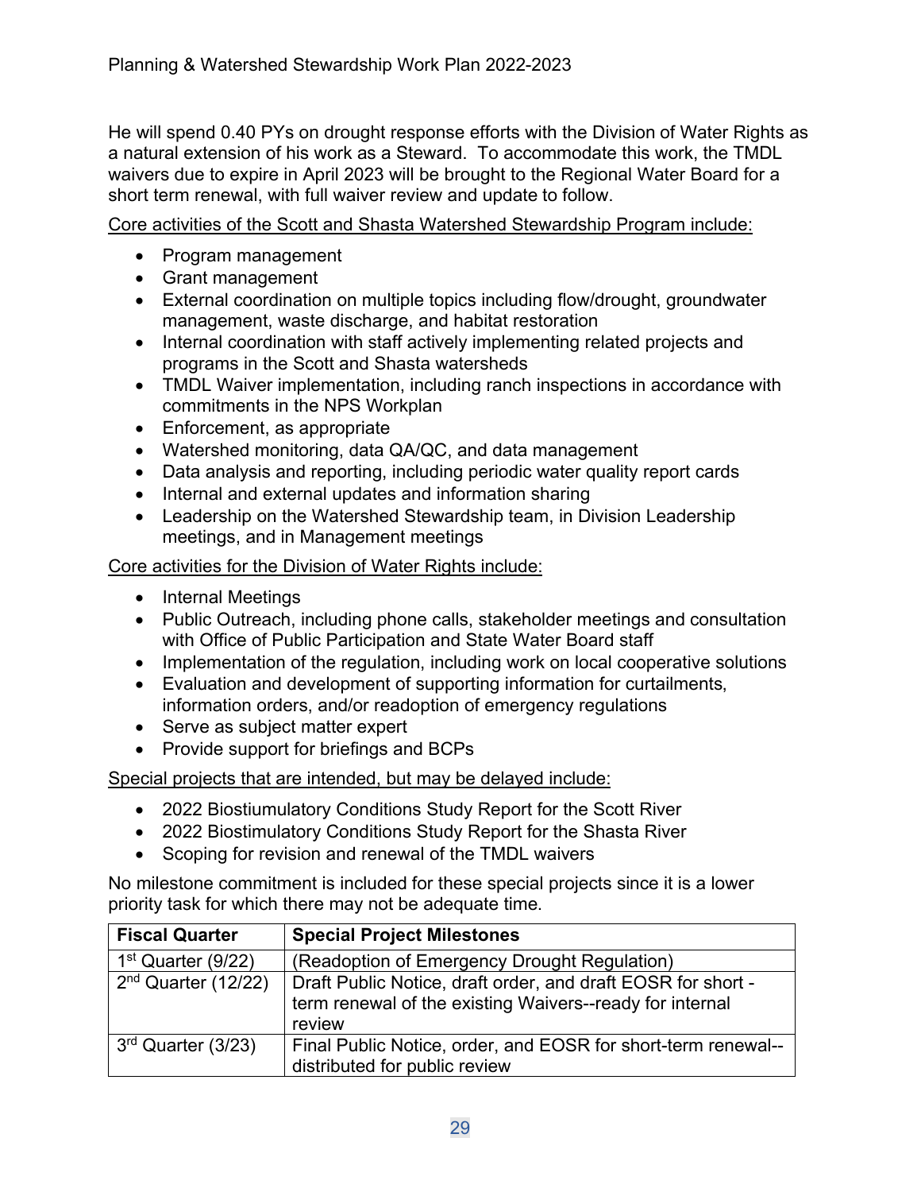He will spend 0.40 PYs on drought response efforts with the Division of Water Rights as a natural extension of his work as a Steward. To accommodate this work, the TMDL waivers due to expire in April 2023 will be brought to the Regional Water Board for a short term renewal, with full waiver review and update to follow.

<u>Core activities of the Scott and Shasta Watershed Stewardship Program include:</u>

- Program management
- Grant management
- External coordination on multiple topics including flow/drought, groundwater management, waste discharge, and habitat restoration
- Internal coordination with staff actively implementing related projects and programs in the Scott and Shasta watersheds
- TMDL Waiver implementation, including ranch inspections in accordance with commitments in the NPS Workplan
- Enforcement, as appropriate
- Watershed monitoring, data QA/QC, and data management
- Data analysis and reporting, including periodic water quality report cards
- Internal and external updates and information sharing
- Leadership on the Watershed Stewardship team, in Division Leadership meetings, and in Management meetings

<u>Core activities for the Division of Water Rights include:</u>

- Internal Meetings
- Public Outreach, including phone calls, stakeholder meetings and consultation with Office of Public Participation and State Water Board staff
- Implementation of the regulation, including work on local cooperative solutions
- Evaluation and development of supporting information for curtailments, information orders, and/or readoption of emergency regulations
- Serve as subject matter expert
- Provide support for briefings and BCPs

<u>Special projects that are intended, but may be delayed include:</u>

- 2022 Biostiumulatory Conditions Study Report for the Scott River
- 2022 Biostimulatory Conditions Study Report for the Shasta River
- Scoping for revision and renewal of the TMDL waivers

No milestone commitment is included for these special projects since it is a lower priority task for which there may not be adequate time.

| Fiscal Quarter | Special Project Milestones |
|---|---|
| 1st Quarter (9/22) | (Readoption of Emergency Drought Regulation) |
| 2nd Quarter (12/22) | Draft Public Notice, draft order, and draft EOSR for short - term renewal of the existing Waivers--ready for internal review |
| 3rd Quarter (3/23) | Final Public Notice, order, and EOSR for short-term renewal--distributed for public review |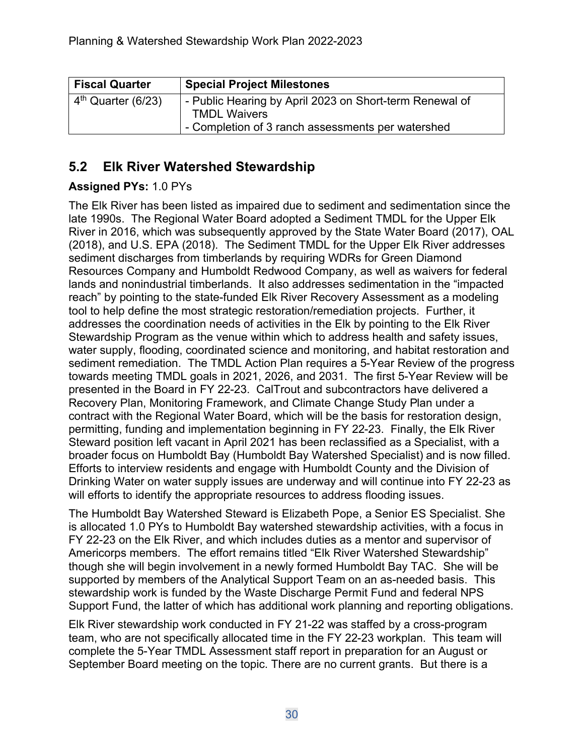| Fiscal Quarter | Special Project Milestones |
|---|---|
| 4th Quarter (6/23) | - Public Hearing by April 2023 on Short-term Renewal of TMDL Waivers<br>- Completion of 3 ranch assessments per watershed |

## 5.2 Elk River Watershed Stewardship

**Assigned PYs:** 1.0 PYs

The Elk River has been listed as impaired due to sediment and sedimentation since the late 1990s. The Regional Water Board adopted a Sediment TMDL for the Upper Elk River in 2016, which was subsequently approved by the State Water Board (2017), OAL (2018), and U.S. EPA (2018). The Sediment TMDL for the Upper Elk River addresses sediment discharges from timberlands by requiring WDRs for Green Diamond Resources Company and Humboldt Redwood Company, as well as waivers for federal lands and nonindustrial timberlands. It also addresses sedimentation in the "impacted reach" by pointing to the state-funded Elk River Recovery Assessment as a modeling tool to help define the most strategic restoration/remediation projects. Further, it addresses the coordination needs of activities in the Elk by pointing to the Elk River Stewardship Program as the venue within which to address health and safety issues, water supply, flooding, coordinated science and monitoring, and habitat restoration and sediment remediation. The TMDL Action Plan requires a 5-Year Review of the progress towards meeting TMDL goals in 2021, 2026, and 2031. The first 5-Year Review will be presented in the Board in FY 22-23. CalTrout and subcontractors have delivered a Recovery Plan, Monitoring Framework, and Climate Change Study Plan under a contract with the Regional Water Board, which will be the basis for restoration design, permitting, funding and implementation beginning in FY 22-23. Finally, the Elk River Steward position left vacant in April 2021 has been reclassified as a Specialist, with a broader focus on Humboldt Bay (Humboldt Bay Watershed Specialist) and is now filled. Efforts to interview residents and engage with Humboldt County and the Division of Drinking Water on water supply issues are underway and will continue into FY 22-23 as will efforts to identify the appropriate resources to address flooding issues.

The Humboldt Bay Watershed Steward is Elizabeth Pope, a Senior ES Specialist. She is allocated 1.0 PYs to Humboldt Bay watershed stewardship activities, with a focus in FY 22-23 on the Elk River, and which includes duties as a mentor and supervisor of Americorps members. The effort remains titled "Elk River Watershed Stewardship" though she will begin involvement in a newly formed Humboldt Bay TAC. She will be supported by members of the Analytical Support Team on an as-needed basis. This stewardship work is funded by the Waste Discharge Permit Fund and federal NPS Support Fund, the latter of which has additional work planning and reporting obligations.

Elk River stewardship work conducted in FY 21-22 was staffed by a cross-program team, who are not specifically allocated time in the FY 22-23 workplan. This team will complete the 5-Year TMDL Assessment staff report in preparation for an August or September Board meeting on the topic. There are no current grants. But there is a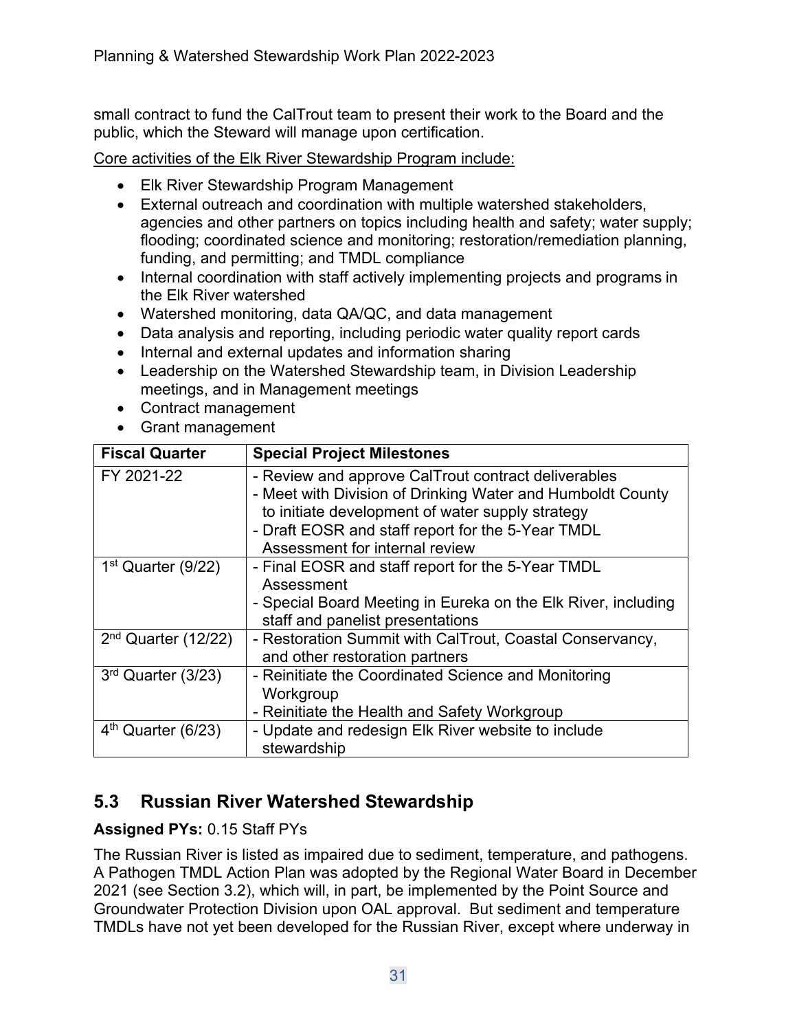small contract to fund the CalTrout team to present their work to the Board and the public, which the Steward will manage upon certification.

Core activities of the Elk River Stewardship Program include:

- Elk River Stewardship Program Management
- External outreach and coordination with multiple watershed stakeholders, agencies and other partners on topics including health and safety; water supply; flooding; coordinated science and monitoring; restoration/remediation planning, funding, and permitting; and TMDL compliance
- Internal coordination with staff actively implementing projects and programs in the Elk River watershed
- Watershed monitoring, data QA/QC, and data management
- Data analysis and reporting, including periodic water quality report cards
- Internal and external updates and information sharing
- Leadership on the Watershed Stewardship team, in Division Leadership meetings, and in Management meetings
- Contract management
- Grant management

| Fiscal Quarter | Special Project Milestones |
|---|---|
| FY 2021-22 | - Review and approve CalTrout contract deliverables<br>- Meet with Division of Drinking Water and Humboldt County to initiate development of water supply strategy<br>- Draft EOSR and staff report for the 5-Year TMDL Assessment for internal review |
| 1st Quarter (9/22) | - Final EOSR and staff report for the 5-Year TMDL Assessment<br>- Special Board Meeting in Eureka on the Elk River, including staff and panelist presentations |
| 2nd Quarter (12/22) | - Restoration Summit with CalTrout, Coastal Conservancy, and other restoration partners |
| 3rd Quarter (3/23) | - Reinitiate the Coordinated Science and Monitoring Workgroup<br>- Reinitiate the Health and Safety Workgroup |
| 4th Quarter (6/23) | - Update and redesign Elk River website to include stewardship |

## 5.3 Russian River Watershed Stewardship

**Assigned PYs:** 0.15 Staff PYs

The Russian River is listed as impaired due to sediment, temperature, and pathogens. A Pathogen TMDL Action Plan was adopted by the Regional Water Board in December 2021 (see Section 3.2), which will, in part, be implemented by the Point Source and Groundwater Protection Division upon OAL approval. But sediment and temperature TMDLs have not yet been developed for the Russian River, except where underway in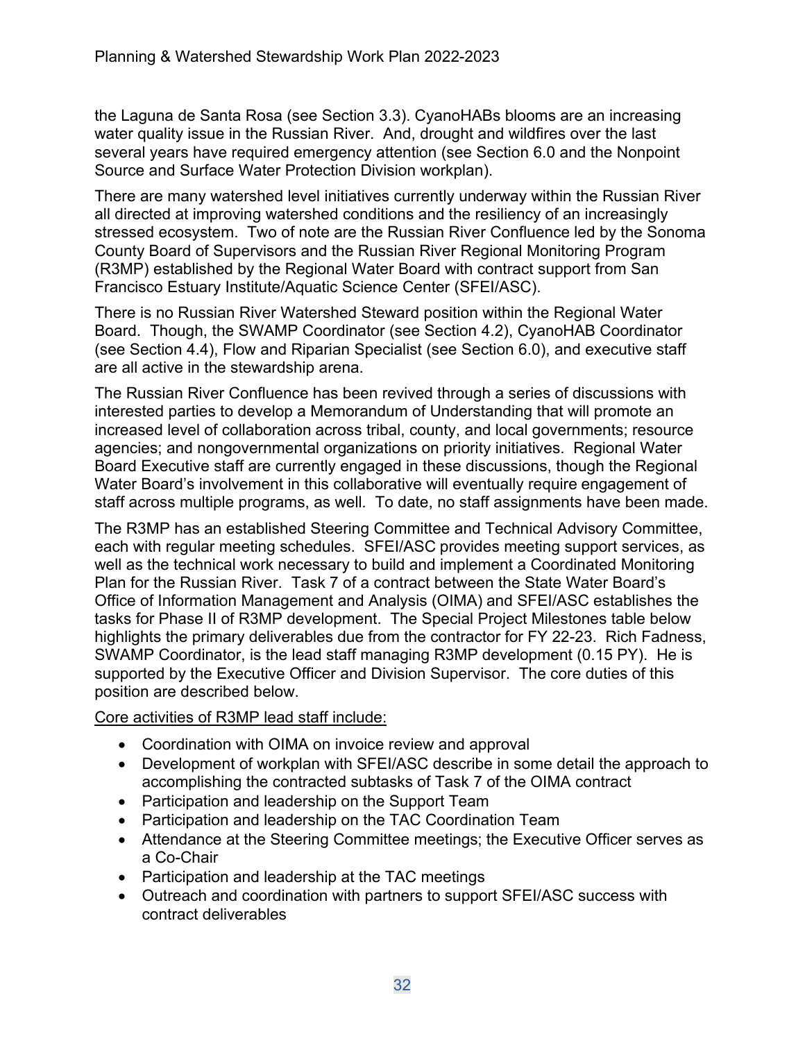the Laguna de Santa Rosa (see Section 3.3). CyanoHABs blooms are an increasing water quality issue in the Russian River. And, drought and wildfires over the last several years have required emergency attention (see Section 6.0 and the Nonpoint Source and Surface Water Protection Division workplan).

There are many watershed level initiatives currently underway within the Russian River all directed at improving watershed conditions and the resiliency of an increasingly stressed ecosystem. Two of note are the Russian River Confluence led by the Sonoma County Board of Supervisors and the Russian River Regional Monitoring Program (R3MP) established by the Regional Water Board with contract support from San Francisco Estuary Institute/Aquatic Science Center (SFEI/ASC).

There is no Russian River Watershed Steward position within the Regional Water Board. Though, the SWAMP Coordinator (see Section 4.2), CyanoHAB Coordinator (see Section 4.4), Flow and Riparian Specialist (see Section 6.0), and executive staff are all active in the stewardship arena.

The Russian River Confluence has been revived through a series of discussions with interested parties to develop a Memorandum of Understanding that will promote an increased level of collaboration across tribal, county, and local governments; resource agencies; and nongovernmental organizations on priority initiatives. Regional Water Board Executive staff are currently engaged in these discussions, though the Regional Water Board's involvement in this collaborative will eventually require engagement of staff across multiple programs, as well. To date, no staff assignments have been made.

The R3MP has an established Steering Committee and Technical Advisory Committee, each with regular meeting schedules. SFEI/ASC provides meeting support services, as well as the technical work necessary to build and implement a Coordinated Monitoring Plan for the Russian River. Task 7 of a contract between the State Water Board's Office of Information Management and Analysis (OIMA) and SFEI/ASC establishes the tasks for Phase II of R3MP development. The Special Project Milestones table below highlights the primary deliverables due from the contractor for FY 22-23. Rich Fadness, SWAMP Coordinator, is the lead staff managing R3MP development (0.15 PY). He is supported by the Executive Officer and Division Supervisor. The core duties of this position are described below.

Core activities of R3MP lead staff include:

- Coordination with OIMA on invoice review and approval
- Development of workplan with SFEI/ASC describe in some detail the approach to accomplishing the contracted subtasks of Task 7 of the OIMA contract
- Participation and leadership on the Support Team
- Participation and leadership on the TAC Coordination Team
- Attendance at the Steering Committee meetings; the Executive Officer serves as a Co-Chair
- Participation and leadership at the TAC meetings
- Outreach and coordination with partners to support SFEI/ASC success with contract deliverables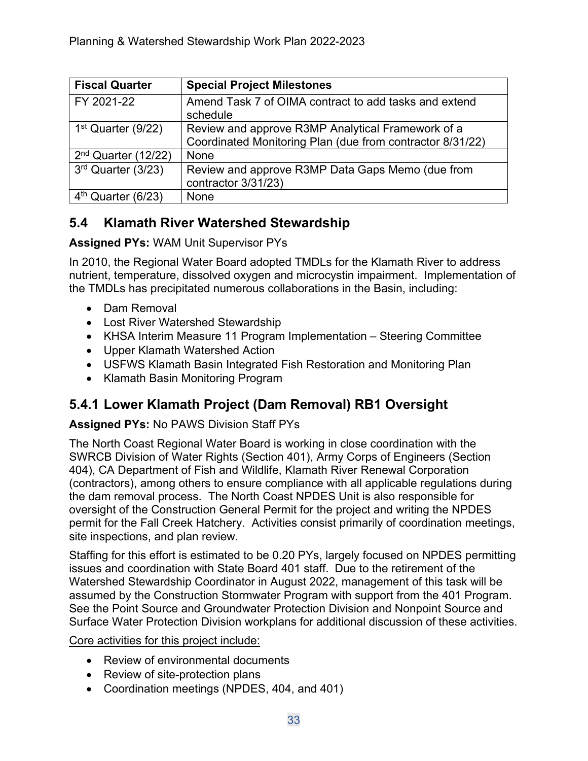| Fiscal Quarter | Special Project Milestones |
|---|---|
| FY 2021-22 | Amend Task 7 of OIMA contract to add tasks and extend schedule |
| 1st Quarter (9/22) | Review and approve R3MP Analytical Framework of a Coordinated Monitoring Plan (due from contractor 8/31/22) |
| 2nd Quarter (12/22) | None |
| 3rd Quarter (3/23) | Review and approve R3MP Data Gaps Memo (due from contractor 3/31/23) |
| 4th Quarter (6/23) | None |

## 5.4 Klamath River Watershed Stewardship

**Assigned PYs:** WAM Unit Supervisor PYs

In 2010, the Regional Water Board adopted TMDLs for the Klamath River to address nutrient, temperature, dissolved oxygen and microcystin impairment. Implementation of the TMDLs has precipitated numerous collaborations in the Basin, including:

- Dam Removal
- Lost River Watershed Stewardship
- KHSA Interim Measure 11 Program Implementation – Steering Committee
- Upper Klamath Watershed Action
- USFWS Klamath Basin Integrated Fish Restoration and Monitoring Plan
- Klamath Basin Monitoring Program

### 5.4.1 Lower Klamath Project (Dam Removal) RB1 Oversight

**Assigned PYs:** No PAWS Division Staff PYs

The North Coast Regional Water Board is working in close coordination with the SWRCB Division of Water Rights (Section 401), Army Corps of Engineers (Section 404), CA Department of Fish and Wildlife, Klamath River Renewal Corporation (contractors), among others to ensure compliance with all applicable regulations during the dam removal process. The North Coast NPDES Unit is also responsible for oversight of the Construction General Permit for the project and writing the NPDES permit for the Fall Creek Hatchery. Activities consist primarily of coordination meetings, site inspections, and plan review.

Staffing for this effort is estimated to be 0.20 PYs, largely focused on NPDES permitting issues and coordination with State Board 401 staff. Due to the retirement of the Watershed Stewardship Coordinator in August 2022, management of this task will be assumed by the Construction Stormwater Program with support from the 401 Program. See the Point Source and Groundwater Protection Division and Nonpoint Source and Surface Water Protection Division workplans for additional discussion of these activities.

Core activities for this project include:

- Review of environmental documents
- Review of site-protection plans
- Coordination meetings (NPDES, 404, and 401)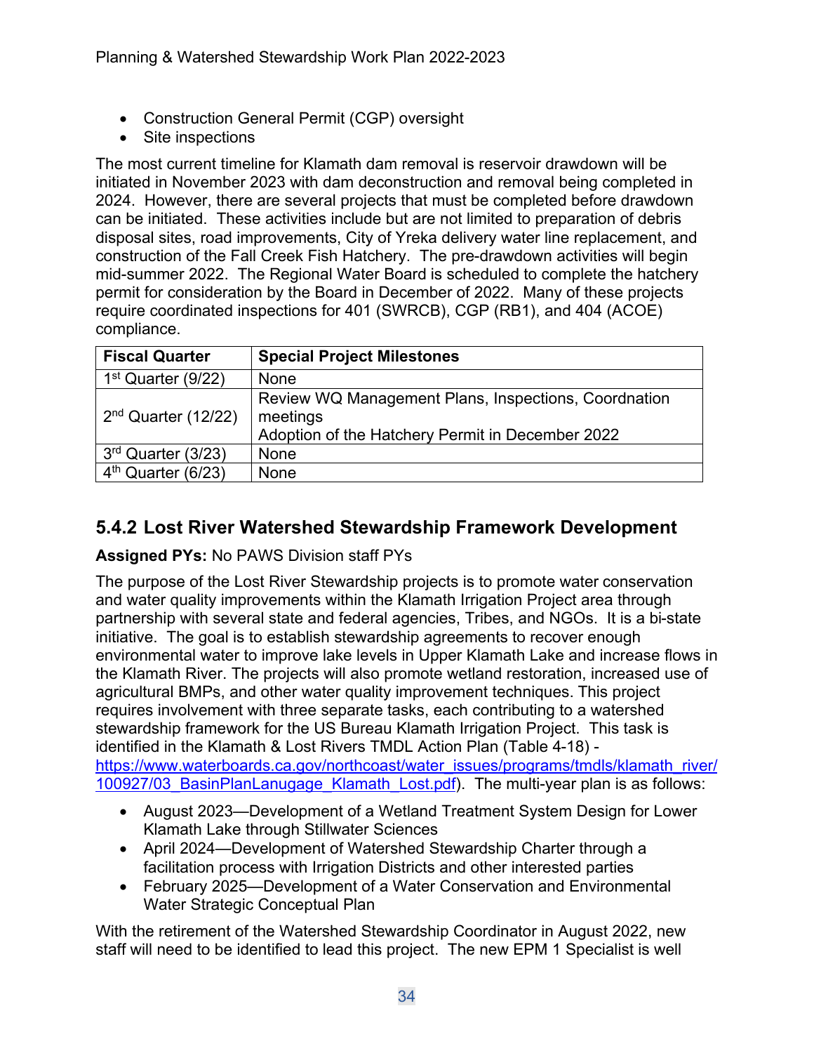- Construction General Permit (CGP) oversight
- Site inspections

The most current timeline for Klamath dam removal is reservoir drawdown will be initiated in November 2023 with dam deconstruction and removal being completed in 2024. However, there are several projects that must be completed before drawdown can be initiated. These activities include but are not limited to preparation of debris disposal sites, road improvements, City of Yreka delivery water line replacement, and construction of the Fall Creek Fish Hatchery. The pre-drawdown activities will begin mid-summer 2022. The Regional Water Board is scheduled to complete the hatchery permit for consideration by the Board in December of 2022. Many of these projects require coordinated inspections for 401 (SWRCB), CGP (RB1), and 404 (ACOE) compliance.

| Fiscal Quarter | Special Project Milestones |
| --- | --- |
| 1st Quarter (9/22) | None |
| 2nd Quarter (12/22) | Review WQ Management Plans, Inspections, Coordnation meetings<br>Adoption of the Hatchery Permit in December 2022 |
| 3rd Quarter (3/23) | None |
| 4th Quarter (6/23) | None |

## 5.4.2 Lost River Watershed Stewardship Framework Development

**Assigned PYs:** No PAWS Division staff PYs

The purpose of the Lost River Stewardship projects is to promote water conservation and water quality improvements within the Klamath Irrigation Project area through partnership with several state and federal agencies, Tribes, and NGOs. It is a bi-state initiative. The goal is to establish stewardship agreements to recover enough environmental water to improve lake levels in Upper Klamath Lake and increase flows in the Klamath River. The projects will also promote wetland restoration, increased use of agricultural BMPs, and other water quality improvement techniques. This project requires involvement with three separate tasks, each contributing to a watershed stewardship framework for the US Bureau Klamath Irrigation Project. This task is identified in the Klamath & Lost Rivers TMDL Action Plan (Table 4-18) - https://www.waterboards.ca.gov/northcoast/water_issues/programs/tmdls/klamath_river/100927/03_BasinPlanLanugage_Klamath_Lost.pdf). The multi-year plan is as follows:

- August 2023—Development of a Wetland Treatment System Design for Lower Klamath Lake through Stillwater Sciences
- April 2024—Development of Watershed Stewardship Charter through a facilitation process with Irrigation Districts and other interested parties
- February 2025—Development of a Water Conservation and Environmental Water Strategic Conceptual Plan

With the retirement of the Watershed Stewardship Coordinator in August 2022, new staff will need to be identified to lead this project. The new EPM 1 Specialist is well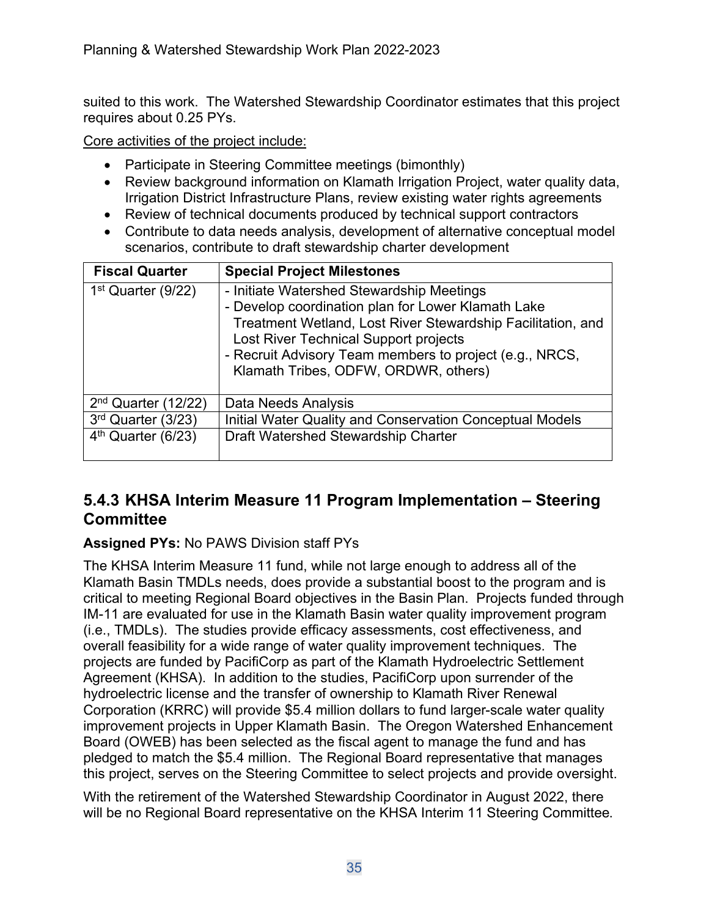suited to this work. The Watershed Stewardship Coordinator estimates that this project requires about 0.25 PYs.

Core activities of the project include:

- Participate in Steering Committee meetings (bimonthly)
- Review background information on Klamath Irrigation Project, water quality data, Irrigation District Infrastructure Plans, review existing water rights agreements
- Review of technical documents produced by technical support contractors
- Contribute to data needs analysis, development of alternative conceptual model scenarios, contribute to draft stewardship charter development

| Fiscal Quarter | Special Project Milestones |
|---|---|
| 1st Quarter (9/22) | - Initiate Watershed Stewardship Meetings<br>- Develop coordination plan for Lower Klamath Lake Treatment Wetland, Lost River Stewardship Facilitation, and Lost River Technical Support projects<br>- Recruit Advisory Team members to project (e.g., NRCS, Klamath Tribes, ODFW, ORDWR, others) |
| 2nd Quarter (12/22) | Data Needs Analysis |
| 3rd Quarter (3/23) | Initial Water Quality and Conservation Conceptual Models |
| 4th Quarter (6/23) | Draft Watershed Stewardship Charter |

## 5.4.3 KHSA Interim Measure 11 Program Implementation – Steering Committee

**Assigned PYs:** No PAWS Division staff PYs

The KHSA Interim Measure 11 fund, while not large enough to address all of the Klamath Basin TMDLs needs, does provide a substantial boost to the program and is critical to meeting Regional Board objectives in the Basin Plan. Projects funded through IM-11 are evaluated for use in the Klamath Basin water quality improvement program (i.e., TMDLs). The studies provide efficacy assessments, cost effectiveness, and overall feasibility for a wide range of water quality improvement techniques. The projects are funded by PacifiCorp as part of the Klamath Hydroelectric Settlement Agreement (KHSA). In addition to the studies, PacifiCorp upon surrender of the hydroelectric license and the transfer of ownership to Klamath River Renewal Corporation (KRRC) will provide $5.4 million dollars to fund larger-scale water quality improvement projects in Upper Klamath Basin. The Oregon Watershed Enhancement Board (OWEB) has been selected as the fiscal agent to manage the fund and has pledged to match the $5.4 million. The Regional Board representative that manages this project, serves on the Steering Committee to select projects and provide oversight.

With the retirement of the Watershed Stewardship Coordinator in August 2022, there will be no Regional Board representative on the KHSA Interim 11 Steering Committee.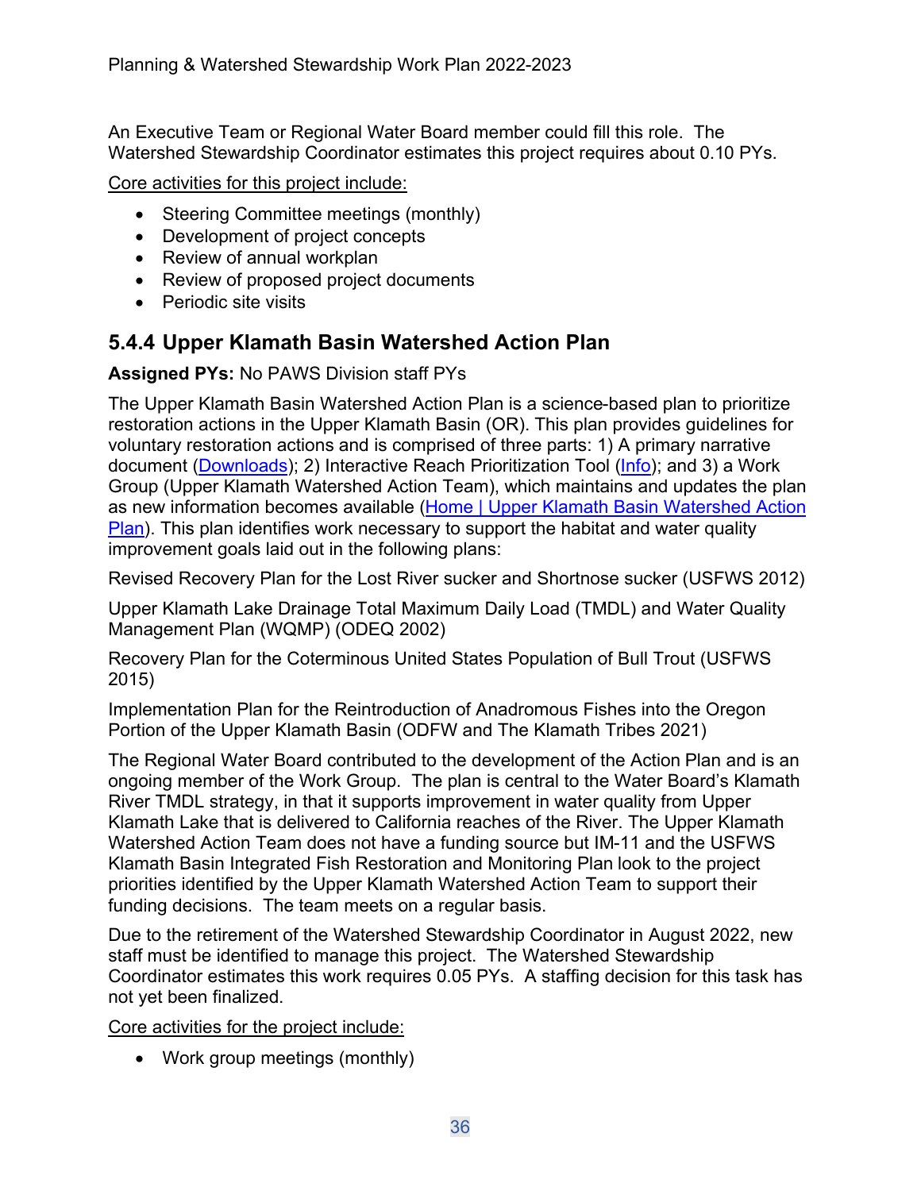An Executive Team or Regional Water Board member could fill this role. The Watershed Stewardship Coordinator estimates this project requires about 0.10 PYs.

Core activities for this project include:

- Steering Committee meetings (monthly)
- Development of project concepts
- Review of annual workplan
- Review of proposed project documents
- Periodic site visits

### 5.4.4 Upper Klamath Basin Watershed Action Plan

**Assigned PYs:** No PAWS Division staff PYs

The Upper Klamath Basin Watershed Action Plan is a science-based plan to prioritize restoration actions in the Upper Klamath Basin (OR). This plan provides guidelines for voluntary restoration actions and is comprised of three parts: 1) A primary narrative document ([Downloads]()); 2) Interactive Reach Prioritization Tool ([Info]()); and 3) a Work Group (Upper Klamath Watershed Action Team), which maintains and updates the plan as new information becomes available ([Home | Upper Klamath Basin Watershed Action Plan]()). This plan identifies work necessary to support the habitat and water quality improvement goals laid out in the following plans:

Revised Recovery Plan for the Lost River sucker and Shortnose sucker (USFWS 2012)

Upper Klamath Lake Drainage Total Maximum Daily Load (TMDL) and Water Quality Management Plan (WQMP) (ODEQ 2002)

Recovery Plan for the Coterminous United States Population of Bull Trout (USFWS 2015)

Implementation Plan for the Reintroduction of Anadromous Fishes into the Oregon Portion of the Upper Klamath Basin (ODFW and The Klamath Tribes 2021)

The Regional Water Board contributed to the development of the Action Plan and is an ongoing member of the Work Group. The plan is central to the Water Board's Klamath River TMDL strategy, in that it supports improvement in water quality from Upper Klamath Lake that is delivered to California reaches of the River. The Upper Klamath Watershed Action Team does not have a funding source but IM-11 and the USFWS Klamath Basin Integrated Fish Restoration and Monitoring Plan look to the project priorities identified by the Upper Klamath Watershed Action Team to support their funding decisions. The team meets on a regular basis.

Due to the retirement of the Watershed Stewardship Coordinator in August 2022, new staff must be identified to manage this project. The Watershed Stewardship Coordinator estimates this work requires 0.05 PYs. A staffing decision for this task has not yet been finalized.

Core activities for the project include:

- Work group meetings (monthly)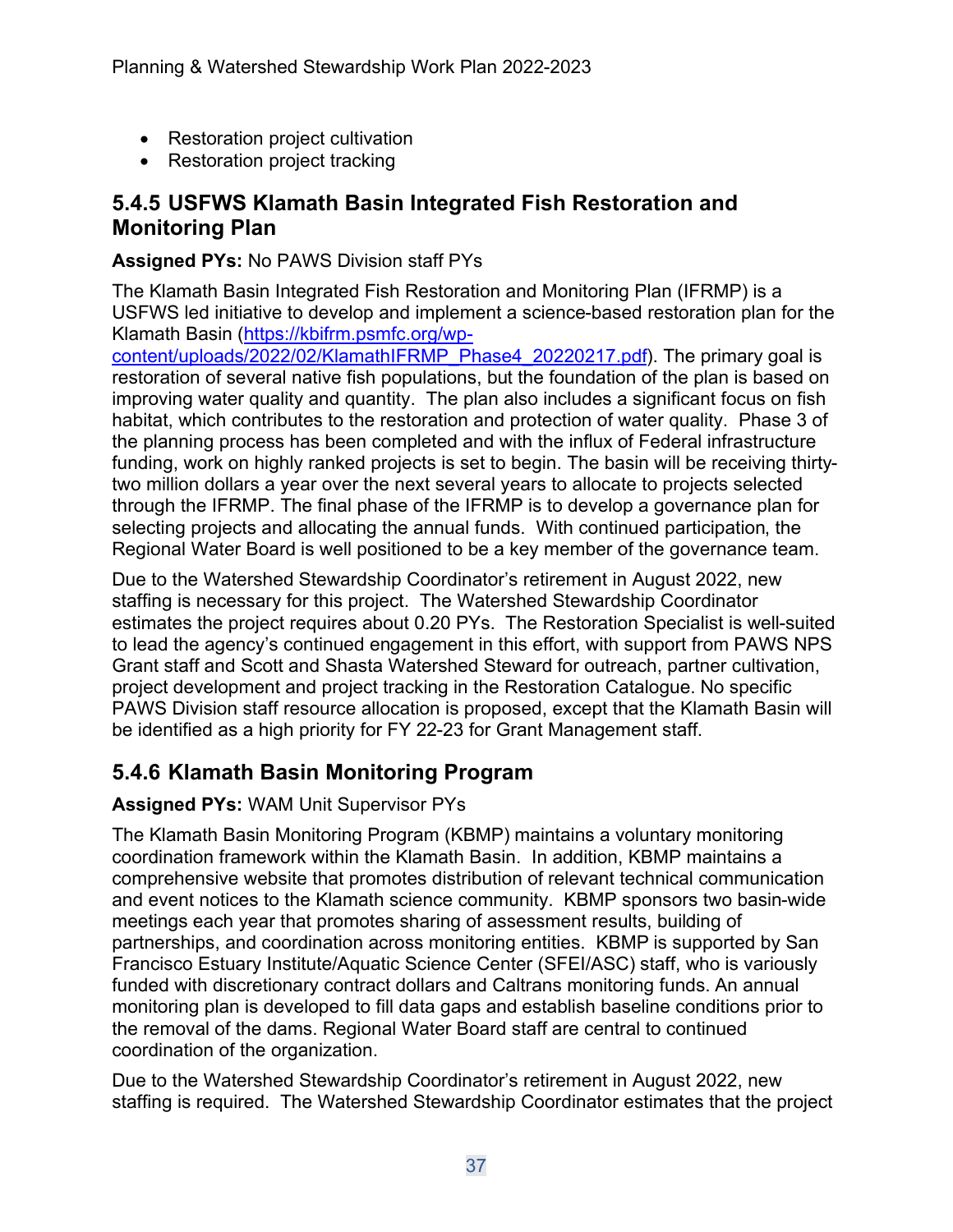- Restoration project cultivation
- Restoration project tracking

### 5.4.5 USFWS Klamath Basin Integrated Fish Restoration and Monitoring Plan

**Assigned PYs:** No PAWS Division staff PYs

The Klamath Basin Integrated Fish Restoration and Monitoring Plan (IFRMP) is a USFWS led initiative to develop and implement a science-based restoration plan for the Klamath Basin (https://kbifrm.psmfc.org/wp-content/uploads/2022/02/KlamathIFRMP_Phase4_20220217.pdf). The primary goal is restoration of several native fish populations, but the foundation of the plan is based on improving water quality and quantity. The plan also includes a significant focus on fish habitat, which contributes to the restoration and protection of water quality. Phase 3 of the planning process has been completed and with the influx of Federal infrastructure funding, work on highly ranked projects is set to begin. The basin will be receiving thirty-two million dollars a year over the next several years to allocate to projects selected through the IFRMP. The final phase of the IFRMP is to develop a governance plan for selecting projects and allocating the annual funds. With continued participation, the Regional Water Board is well positioned to be a key member of the governance team.

Due to the Watershed Stewardship Coordinator's retirement in August 2022, new staffing is necessary for this project. The Watershed Stewardship Coordinator estimates the project requires about 0.20 PYs. The Restoration Specialist is well-suited to lead the agency's continued engagement in this effort, with support from PAWS NPS Grant staff and Scott and Shasta Watershed Steward for outreach, partner cultivation, project development and project tracking in the Restoration Catalogue. No specific PAWS Division staff resource allocation is proposed, except that the Klamath Basin will be identified as a high priority for FY 22-23 for Grant Management staff.

### 5.4.6 Klamath Basin Monitoring Program

**Assigned PYs:** WAM Unit Supervisor PYs

The Klamath Basin Monitoring Program (KBMP) maintains a voluntary monitoring coordination framework within the Klamath Basin. In addition, KBMP maintains a comprehensive website that promotes distribution of relevant technical communication and event notices to the Klamath science community. KBMP sponsors two basin-wide meetings each year that promotes sharing of assessment results, building of partnerships, and coordination across monitoring entities. KBMP is supported by San Francisco Estuary Institute/Aquatic Science Center (SFEI/ASC) staff, who is variously funded with discretionary contract dollars and Caltrans monitoring funds. An annual monitoring plan is developed to fill data gaps and establish baseline conditions prior to the removal of the dams. Regional Water Board staff are central to continued coordination of the organization.

Due to the Watershed Stewardship Coordinator's retirement in August 2022, new staffing is required. The Watershed Stewardship Coordinator estimates that the project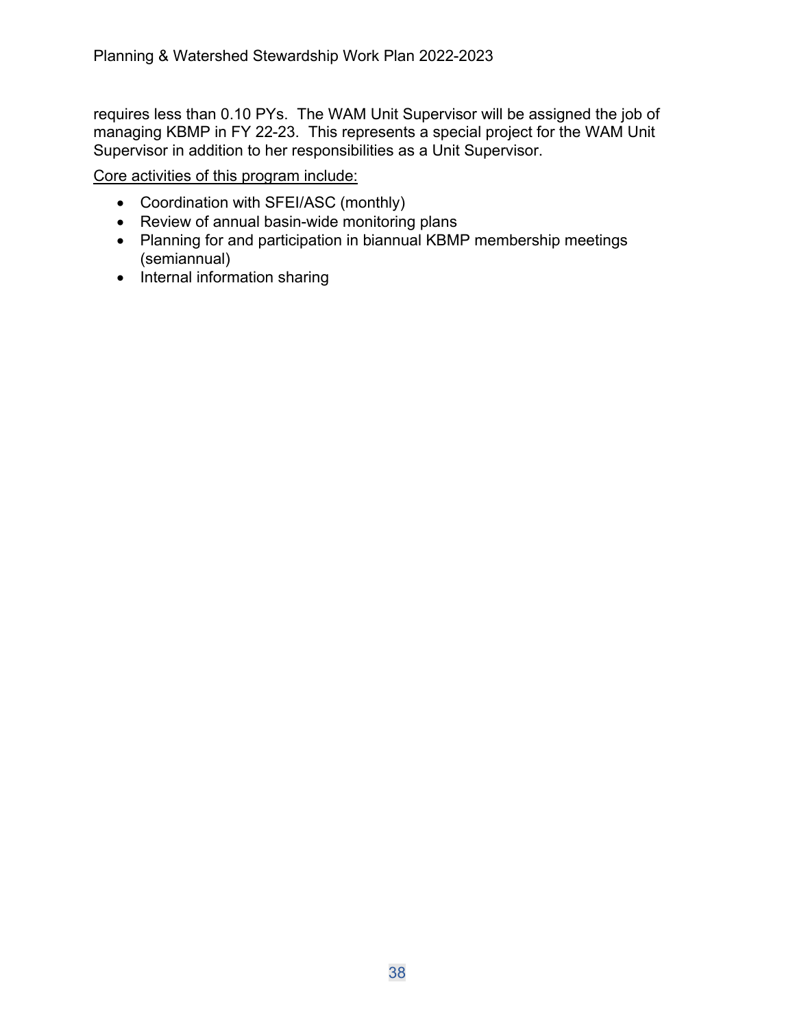requires less than 0.10 PYs. The WAM Unit Supervisor will be assigned the job of managing KBMP in FY 22-23. This represents a special project for the WAM Unit Supervisor in addition to her responsibilities as a Unit Supervisor.

<u>Core activities of this program include:</u>

- Coordination with SFEI/ASC (monthly)
- Review of annual basin-wide monitoring plans
- Planning for and participation in biannual KBMP membership meetings (semiannual)
- Internal information sharing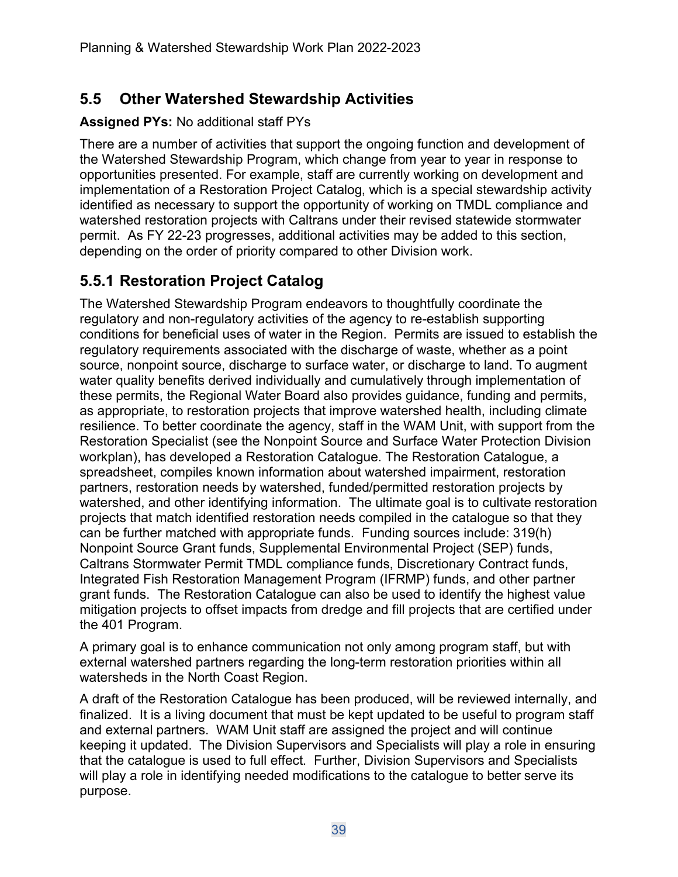## 5.5 Other Watershed Stewardship Activities

**Assigned PYs:** No additional staff PYs

There are a number of activities that support the ongoing function and development of the Watershed Stewardship Program, which change from year to year in response to opportunities presented. For example, staff are currently working on development and implementation of a Restoration Project Catalog, which is a special stewardship activity identified as necessary to support the opportunity of working on TMDL compliance and watershed restoration projects with Caltrans under their revised statewide stormwater permit. As FY 22-23 progresses, additional activities may be added to this section, depending on the order of priority compared to other Division work.

### 5.5.1 Restoration Project Catalog

The Watershed Stewardship Program endeavors to thoughtfully coordinate the regulatory and non-regulatory activities of the agency to re-establish supporting conditions for beneficial uses of water in the Region. Permits are issued to establish the regulatory requirements associated with the discharge of waste, whether as a point source, nonpoint source, discharge to surface water, or discharge to land. To augment water quality benefits derived individually and cumulatively through implementation of these permits, the Regional Water Board also provides guidance, funding and permits, as appropriate, to restoration projects that improve watershed health, including climate resilience. To better coordinate the agency, staff in the WAM Unit, with support from the Restoration Specialist (see the Nonpoint Source and Surface Water Protection Division workplan), has developed a Restoration Catalogue. The Restoration Catalogue, a spreadsheet, compiles known information about watershed impairment, restoration partners, restoration needs by watershed, funded/permitted restoration projects by watershed, and other identifying information. The ultimate goal is to cultivate restoration projects that match identified restoration needs compiled in the catalogue so that they can be further matched with appropriate funds. Funding sources include: 319(h) Nonpoint Source Grant funds, Supplemental Environmental Project (SEP) funds, Caltrans Stormwater Permit TMDL compliance funds, Discretionary Contract funds, Integrated Fish Restoration Management Program (IFRMP) funds, and other partner grant funds. The Restoration Catalogue can also be used to identify the highest value mitigation projects to offset impacts from dredge and fill projects that are certified under the 401 Program.

A primary goal is to enhance communication not only among program staff, but with external watershed partners regarding the long-term restoration priorities within all watersheds in the North Coast Region.

A draft of the Restoration Catalogue has been produced, will be reviewed internally, and finalized. It is a living document that must be kept updated to be useful to program staff and external partners. WAM Unit staff are assigned the project and will continue keeping it updated. The Division Supervisors and Specialists will play a role in ensuring that the catalogue is used to full effect. Further, Division Supervisors and Specialists will play a role in identifying needed modifications to the catalogue to better serve its purpose.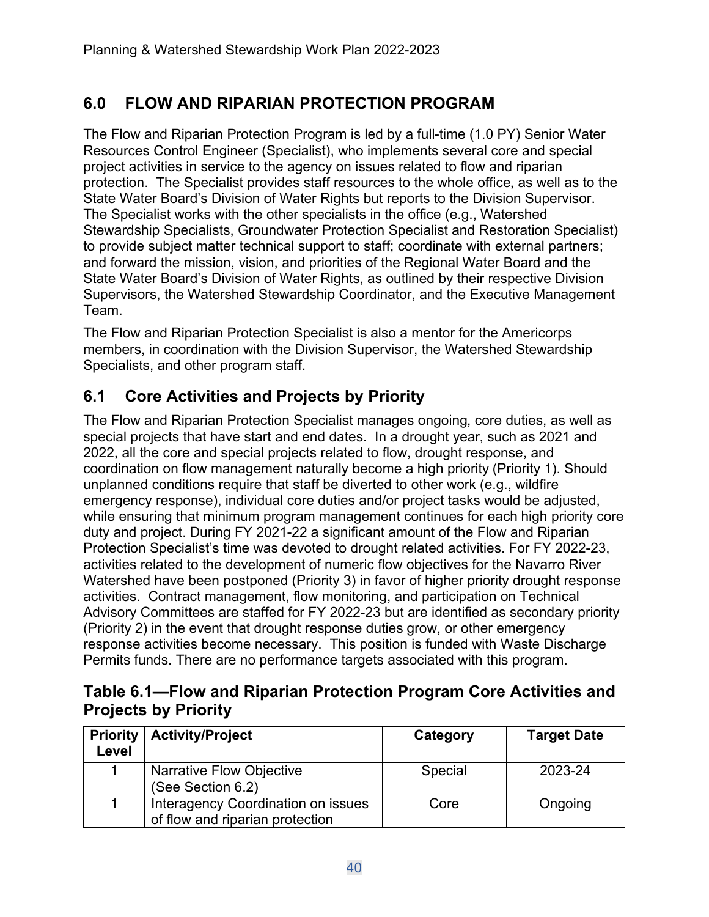## 6.0 FLOW AND RIPARIAN PROTECTION PROGRAM

The Flow and Riparian Protection Program is led by a full-time (1.0 PY) Senior Water Resources Control Engineer (Specialist), who implements several core and special project activities in service to the agency on issues related to flow and riparian protection. The Specialist provides staff resources to the whole office, as well as to the State Water Board's Division of Water Rights but reports to the Division Supervisor. The Specialist works with the other specialists in the office (e.g., Watershed Stewardship Specialists, Groundwater Protection Specialist and Restoration Specialist) to provide subject matter technical support to staff; coordinate with external partners; and forward the mission, vision, and priorities of the Regional Water Board and the State Water Board's Division of Water Rights, as outlined by their respective Division Supervisors, the Watershed Stewardship Coordinator, and the Executive Management Team.

The Flow and Riparian Protection Specialist is also a mentor for the Americorps members, in coordination with the Division Supervisor, the Watershed Stewardship Specialists, and other program staff.

## 6.1 Core Activities and Projects by Priority

The Flow and Riparian Protection Specialist manages ongoing, core duties, as well as special projects that have start and end dates. In a drought year, such as 2021 and 2022, all the core and special projects related to flow, drought response, and coordination on flow management naturally become a high priority (Priority 1). Should unplanned conditions require that staff be diverted to other work (e.g., wildfire emergency response), individual core duties and/or project tasks would be adjusted, while ensuring that minimum program management continues for each high priority core duty and project. During FY 2021-22 a significant amount of the Flow and Riparian Protection Specialist's time was devoted to drought related activities. For FY 2022-23, activities related to the development of numeric flow objectives for the Navarro River Watershed have been postponed (Priority 3) in favor of higher priority drought response activities. Contract management, flow monitoring, and participation on Technical Advisory Committees are staffed for FY 2022-23 but are identified as secondary priority (Priority 2) in the event that drought response duties grow, or other emergency response activities become necessary. This position is funded with Waste Discharge Permits funds. There are no performance targets associated with this program.

### Table 6.1—Flow and Riparian Protection Program Core Activities and Projects by Priority

| Priority Level | Activity/Project | Category | Target Date |
|---|---|---|---|
| 1 | Narrative Flow Objective (See Section 6.2) | Special | 2023-24 |
| 1 | Interagency Coordination on issues of flow and riparian protection | Core | Ongoing |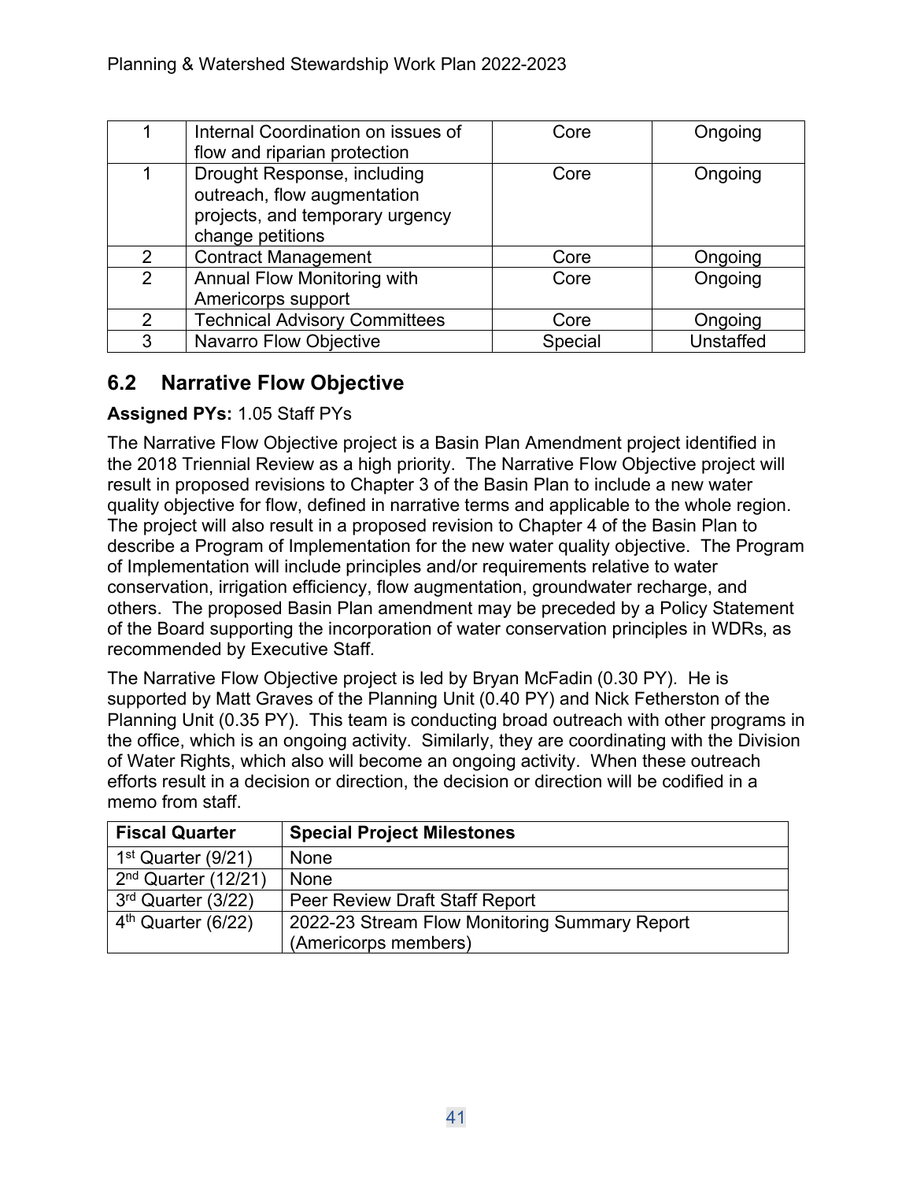| | | | |
|---|---|---|---|
| 1 | Internal Coordination on issues of flow and riparian protection | Core | Ongoing |
| 1 | Drought Response, including outreach, flow augmentation projects, and temporary urgency change petitions | Core | Ongoing |
| 2 | Contract Management | Core | Ongoing |
| 2 | Annual Flow Monitoring with Americorps support | Core | Ongoing |
| 2 | Technical Advisory Committees | Core | Ongoing |
| 3 | Navarro Flow Objective | Special | Unstaffed |

## 6.2 Narrative Flow Objective

**Assigned PYs:** 1.05 Staff PYs

The Narrative Flow Objective project is a Basin Plan Amendment project identified in the 2018 Triennial Review as a high priority. The Narrative Flow Objective project will result in proposed revisions to Chapter 3 of the Basin Plan to include a new water quality objective for flow, defined in narrative terms and applicable to the whole region. The project will also result in a proposed revision to Chapter 4 of the Basin Plan to describe a Program of Implementation for the new water quality objective. The Program of Implementation will include principles and/or requirements relative to water conservation, irrigation efficiency, flow augmentation, groundwater recharge, and others. The proposed Basin Plan amendment may be preceded by a Policy Statement of the Board supporting the incorporation of water conservation principles in WDRs, as recommended by Executive Staff.

The Narrative Flow Objective project is led by Bryan McFadin (0.30 PY). He is supported by Matt Graves of the Planning Unit (0.40 PY) and Nick Fetherston of the Planning Unit (0.35 PY). This team is conducting broad outreach with other programs in the office, which is an ongoing activity. Similarly, they are coordinating with the Division of Water Rights, which also will become an ongoing activity. When these outreach efforts result in a decision or direction, the decision or direction will be codified in a memo from staff.

| Fiscal Quarter | Special Project Milestones |
|---|---|
| 1st Quarter (9/21) | None |
| 2nd Quarter (12/21) | None |
| 3rd Quarter (3/22) | Peer Review Draft Staff Report |
| 4th Quarter (6/22) | 2022-23 Stream Flow Monitoring Summary Report (Americorps members) |